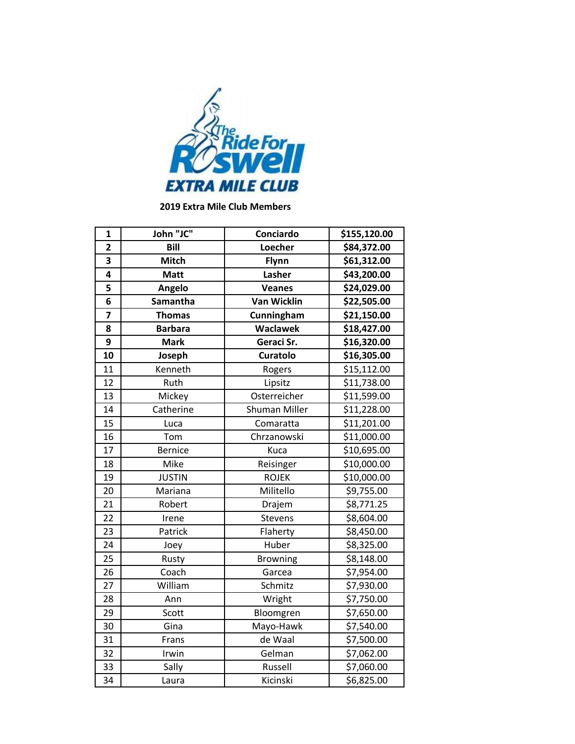The Ride For Roswell
EXTRA MILE CLUB

**2019 Extra Mile Club Members**

| | | | |
|---|---|---|---|
| **1** | **John "JC"** | **Conciardo** | **$155,120.00** |
| **2** | **Bill** | **Loecher** | **$84,372.00** |
| **3** | **Mitch** | **Flynn** | **$61,312.00** |
| **4** | **Matt** | **Lasher** | **$43,200.00** |
| **5** | **Angelo** | **Veanes** | **$24,029.00** |
| **6** | **Samantha** | **Van Wicklin** | **$22,505.00** |
| **7** | **Thomas** | **Cunningham** | **$21,150.00** |
| **8** | **Barbara** | **Waclawek** | **$18,427.00** |
| **9** | **Mark** | **Geraci Sr.** | **$16,320.00** |
| **10** | **Joseph** | **Curatolo** | **$16,305.00** |
| 11 | Kenneth | Rogers | $15,112.00 |
| 12 | Ruth | Lipsitz | $11,738.00 |
| 13 | Mickey | Osterreicher | $11,599.00 |
| 14 | Catherine | Shuman Miller | $11,228.00 |
| 15 | Luca | Comaratta | $11,201.00 |
| 16 | Tom | Chrzanowski | $11,000.00 |
| 17 | Bernice | Kuca | $10,695.00 |
| 18 | Mike | Reisinger | $10,000.00 |
| 19 | JUSTIN | ROJEK | $10,000.00 |
| 20 | Mariana | Militello | $9,755.00 |
| 21 | Robert | Drajem | $8,771.25 |
| 22 | Irene | Stevens | $8,604.00 |
| 23 | Patrick | Flaherty | $8,450.00 |
| 24 | Joey | Huber | $8,325.00 |
| 25 | Rusty | Browning | $8,148.00 |
| 26 | Coach | Garcea | $7,954.00 |
| 27 | William | Schmitz | $7,930.00 |
| 28 | Ann | Wright | $7,750.00 |
| 29 | Scott | Bloomgren | $7,650.00 |
| 30 | Gina | Mayo-Hawk | $7,540.00 |
| 31 | Frans | de Waal | $7,500.00 |
| 32 | Irwin | Gelman | $7,062.00 |
| 33 | Sally | Russell | $7,060.00 |
| 34 | Laura | Kicinski | $6,825.00 |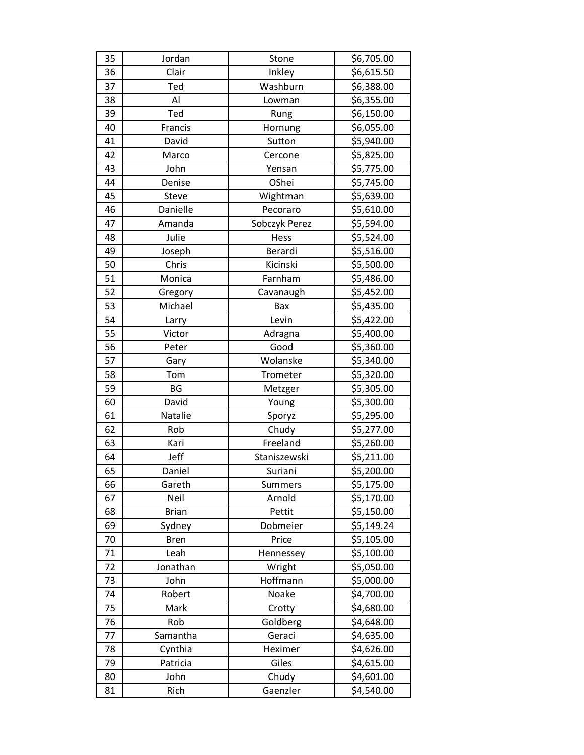| | | | |
|---|---|---|---|
| 35 | Jordan | Stone | $6,705.00 |
| 36 | Clair | Inkley | $6,615.50 |
| 37 | Ted | Washburn | $6,388.00 |
| 38 | Al | Lowman | $6,355.00 |
| 39 | Ted | Rung | $6,150.00 |
| 40 | Francis | Hornung | $6,055.00 |
| 41 | David | Sutton | $5,940.00 |
| 42 | Marco | Cercone | $5,825.00 |
| 43 | John | Yensan | $5,775.00 |
| 44 | Denise | OShei | $5,745.00 |
| 45 | Steve | Wightman | $5,639.00 |
| 46 | Danielle | Pecoraro | $5,610.00 |
| 47 | Amanda | Sobczyk Perez | $5,594.00 |
| 48 | Julie | Hess | $5,524.00 |
| 49 | Joseph | Berardi | $5,516.00 |
| 50 | Chris | Kicinski | $5,500.00 |
| 51 | Monica | Farnham | $5,486.00 |
| 52 | Gregory | Cavanaugh | $5,452.00 |
| 53 | Michael | Bax | $5,435.00 |
| 54 | Larry | Levin | $5,422.00 |
| 55 | Victor | Adragna | $5,400.00 |
| 56 | Peter | Good | $5,360.00 |
| 57 | Gary | Wolanske | $5,340.00 |
| 58 | Tom | Trometer | $5,320.00 |
| 59 | BG | Metzger | $5,305.00 |
| 60 | David | Young | $5,300.00 |
| 61 | Natalie | Sporyz | $5,295.00 |
| 62 | Rob | Chudy | $5,277.00 |
| 63 | Kari | Freeland | $5,260.00 |
| 64 | Jeff | Staniszewski | $5,211.00 |
| 65 | Daniel | Suriani | $5,200.00 |
| 66 | Gareth | Summers | $5,175.00 |
| 67 | Neil | Arnold | $5,170.00 |
| 68 | Brian | Pettit | $5,150.00 |
| 69 | Sydney | Dobmeier | $5,149.24 |
| 70 | Bren | Price | $5,105.00 |
| 71 | Leah | Hennessey | $5,100.00 |
| 72 | Jonathan | Wright | $5,050.00 |
| 73 | John | Hoffmann | $5,000.00 |
| 74 | Robert | Noake | $4,700.00 |
| 75 | Mark | Crotty | $4,680.00 |
| 76 | Rob | Goldberg | $4,648.00 |
| 77 | Samantha | Geraci | $4,635.00 |
| 78 | Cynthia | Heximer | $4,626.00 |
| 79 | Patricia | Giles | $4,615.00 |
| 80 | John | Chudy | $4,601.00 |
| 81 | Rich | Gaenzler | $4,540.00 |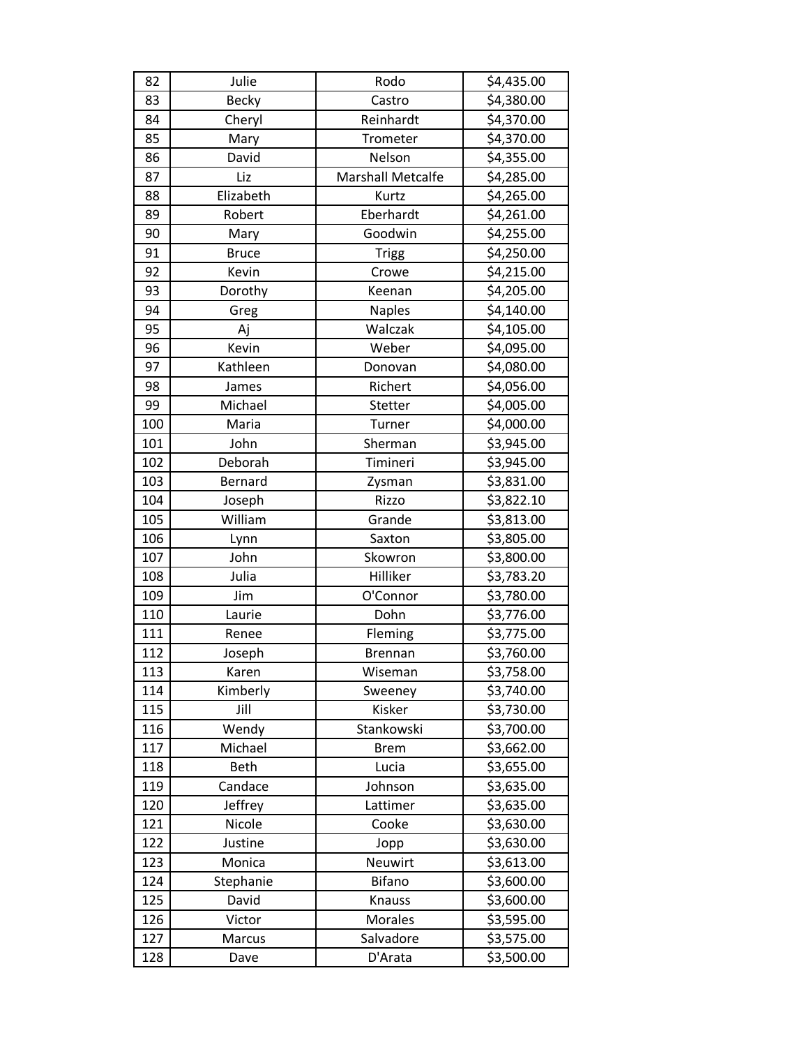| 82 | Julie | Rodo | $4,435.00 |
|---|---|---|---|
| 83 | Becky | Castro | $4,380.00 |
| 84 | Cheryl | Reinhardt | $4,370.00 |
| 85 | Mary | Trometer | $4,370.00 |
| 86 | David | Nelson | $4,355.00 |
| 87 | Liz | Marshall Metcalfe | $4,285.00 |
| 88 | Elizabeth | Kurtz | $4,265.00 |
| 89 | Robert | Eberhardt | $4,261.00 |
| 90 | Mary | Goodwin | $4,255.00 |
| 91 | Bruce | Trigg | $4,250.00 |
| 92 | Kevin | Crowe | $4,215.00 |
| 93 | Dorothy | Keenan | $4,205.00 |
| 94 | Greg | Naples | $4,140.00 |
| 95 | Aj | Walczak | $4,105.00 |
| 96 | Kevin | Weber | $4,095.00 |
| 97 | Kathleen | Donovan | $4,080.00 |
| 98 | James | Richert | $4,056.00 |
| 99 | Michael | Stetter | $4,005.00 |
| 100 | Maria | Turner | $4,000.00 |
| 101 | John | Sherman | $3,945.00 |
| 102 | Deborah | Timineri | $3,945.00 |
| 103 | Bernard | Zysman | $3,831.00 |
| 104 | Joseph | Rizzo | $3,822.10 |
| 105 | William | Grande | $3,813.00 |
| 106 | Lynn | Saxton | $3,805.00 |
| 107 | John | Skowron | $3,800.00 |
| 108 | Julia | Hilliker | $3,783.20 |
| 109 | Jim | O'Connor | $3,780.00 |
| 110 | Laurie | Dohn | $3,776.00 |
| 111 | Renee | Fleming | $3,775.00 |
| 112 | Joseph | Brennan | $3,760.00 |
| 113 | Karen | Wiseman | $3,758.00 |
| 114 | Kimberly | Sweeney | $3,740.00 |
| 115 | Jill | Kisker | $3,730.00 |
| 116 | Wendy | Stankowski | $3,700.00 |
| 117 | Michael | Brem | $3,662.00 |
| 118 | Beth | Lucia | $3,655.00 |
| 119 | Candace | Johnson | $3,635.00 |
| 120 | Jeffrey | Lattimer | $3,635.00 |
| 121 | Nicole | Cooke | $3,630.00 |
| 122 | Justine | Jopp | $3,630.00 |
| 123 | Monica | Neuwirt | $3,613.00 |
| 124 | Stephanie | Bifano | $3,600.00 |
| 125 | David | Knauss | $3,600.00 |
| 126 | Victor | Morales | $3,595.00 |
| 127 | Marcus | Salvadore | $3,575.00 |
| 128 | Dave | D'Arata | $3,500.00 |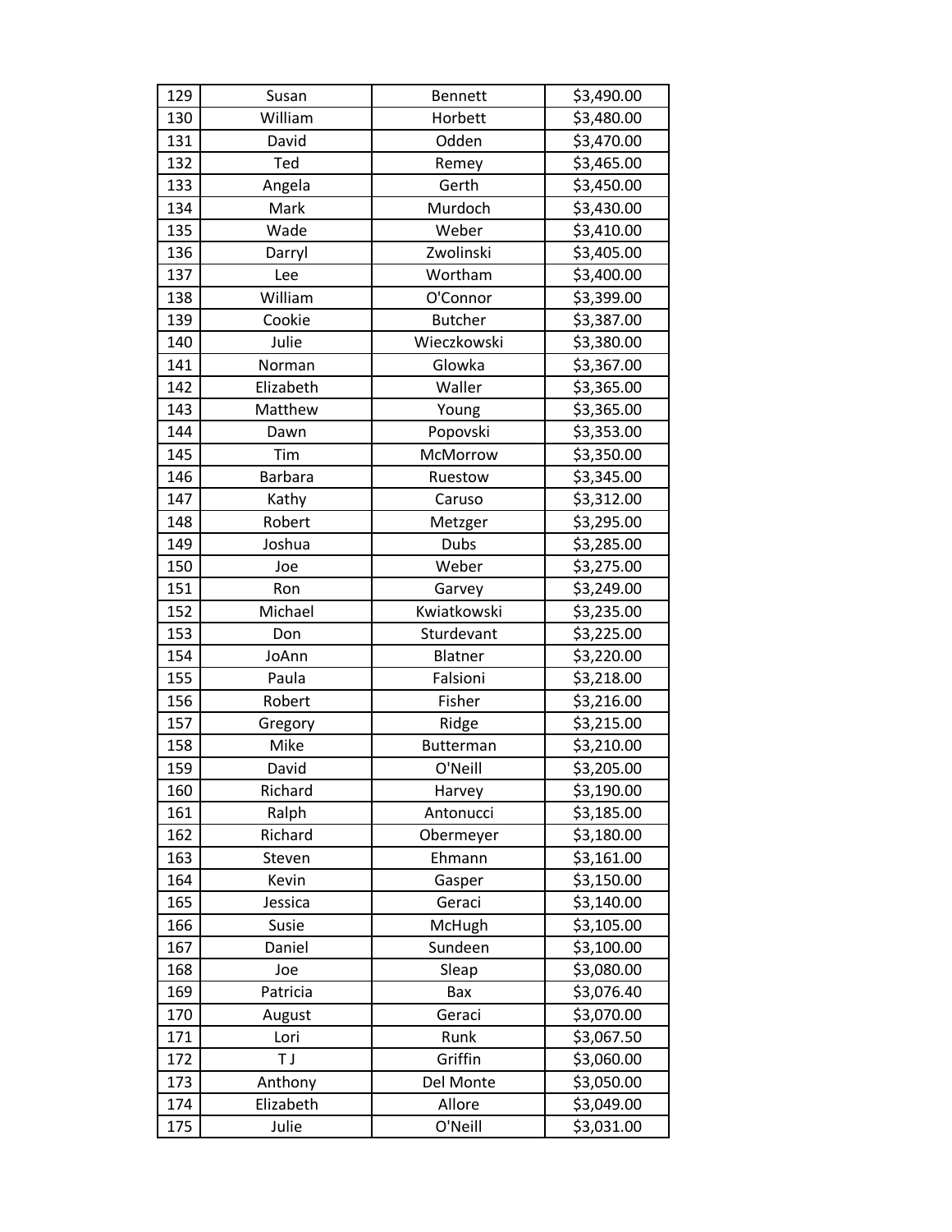| | | | |
|---|---|---|---|
| 129 | Susan | Bennett | $3,490.00 |
| 130 | William | Horbett | $3,480.00 |
| 131 | David | Odden | $3,470.00 |
| 132 | Ted | Remey | $3,465.00 |
| 133 | Angela | Gerth | $3,450.00 |
| 134 | Mark | Murdoch | $3,430.00 |
| 135 | Wade | Weber | $3,410.00 |
| 136 | Darryl | Zwolinski | $3,405.00 |
| 137 | Lee | Wortham | $3,400.00 |
| 138 | William | O'Connor | $3,399.00 |
| 139 | Cookie | Butcher | $3,387.00 |
| 140 | Julie | Wieczkowski | $3,380.00 |
| 141 | Norman | Glowka | $3,367.00 |
| 142 | Elizabeth | Waller | $3,365.00 |
| 143 | Matthew | Young | $3,365.00 |
| 144 | Dawn | Popovski | $3,353.00 |
| 145 | Tim | McMorrow | $3,350.00 |
| 146 | Barbara | Ruestow | $3,345.00 |
| 147 | Kathy | Caruso | $3,312.00 |
| 148 | Robert | Metzger | $3,295.00 |
| 149 | Joshua | Dubs | $3,285.00 |
| 150 | Joe | Weber | $3,275.00 |
| 151 | Ron | Garvey | $3,249.00 |
| 152 | Michael | Kwiatkowski | $3,235.00 |
| 153 | Don | Sturdevant | $3,225.00 |
| 154 | JoAnn | Blatner | $3,220.00 |
| 155 | Paula | Falsioni | $3,218.00 |
| 156 | Robert | Fisher | $3,216.00 |
| 157 | Gregory | Ridge | $3,215.00 |
| 158 | Mike | Butterman | $3,210.00 |
| 159 | David | O'Neill | $3,205.00 |
| 160 | Richard | Harvey | $3,190.00 |
| 161 | Ralph | Antonucci | $3,185.00 |
| 162 | Richard | Obermeyer | $3,180.00 |
| 163 | Steven | Ehmann | $3,161.00 |
| 164 | Kevin | Gasper | $3,150.00 |
| 165 | Jessica | Geraci | $3,140.00 |
| 166 | Susie | McHugh | $3,105.00 |
| 167 | Daniel | Sundeen | $3,100.00 |
| 168 | Joe | Sleap | $3,080.00 |
| 169 | Patricia | Bax | $3,076.40 |
| 170 | August | Geraci | $3,070.00 |
| 171 | Lori | Runk | $3,067.50 |
| 172 | T J | Griffin | $3,060.00 |
| 173 | Anthony | Del Monte | $3,050.00 |
| 174 | Elizabeth | Allore | $3,049.00 |
| 175 | Julie | O'Neill | $3,031.00 |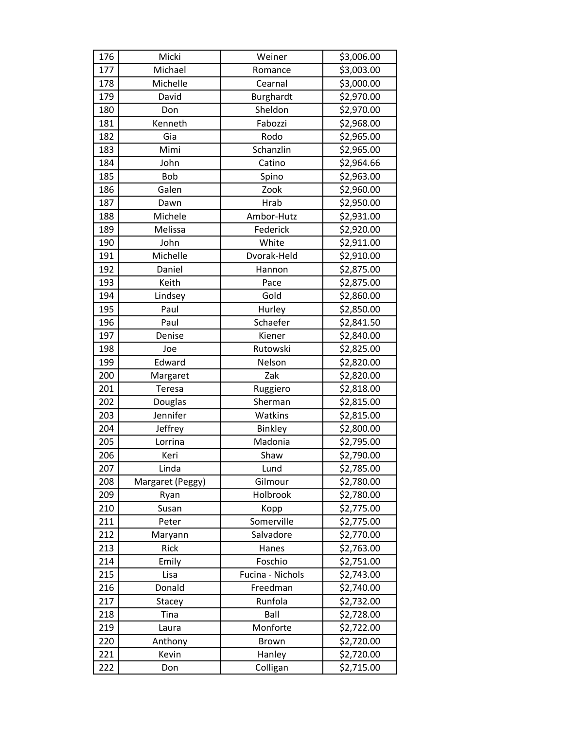| 176 | Micki | Weiner | $3,006.00 |
|---|---|---|---|
| 177 | Michael | Romance | $3,003.00 |
| 178 | Michelle | Cearnal | $3,000.00 |
| 179 | David | Burghardt | $2,970.00 |
| 180 | Don | Sheldon | $2,970.00 |
| 181 | Kenneth | Fabozzi | $2,968.00 |
| 182 | Gia | Rodo | $2,965.00 |
| 183 | Mimi | Schanzlin | $2,965.00 |
| 184 | John | Catino | $2,964.66 |
| 185 | Bob | Spino | $2,963.00 |
| 186 | Galen | Zook | $2,960.00 |
| 187 | Dawn | Hrab | $2,950.00 |
| 188 | Michele | Ambor-Hutz | $2,931.00 |
| 189 | Melissa | Federick | $2,920.00 |
| 190 | John | White | $2,911.00 |
| 191 | Michelle | Dvorak-Held | $2,910.00 |
| 192 | Daniel | Hannon | $2,875.00 |
| 193 | Keith | Pace | $2,875.00 |
| 194 | Lindsey | Gold | $2,860.00 |
| 195 | Paul | Hurley | $2,850.00 |
| 196 | Paul | Schaefer | $2,841.50 |
| 197 | Denise | Kiener | $2,840.00 |
| 198 | Joe | Rutowski | $2,825.00 |
| 199 | Edward | Nelson | $2,820.00 |
| 200 | Margaret | Zak | $2,820.00 |
| 201 | Teresa | Ruggiero | $2,818.00 |
| 202 | Douglas | Sherman | $2,815.00 |
| 203 | Jennifer | Watkins | $2,815.00 |
| 204 | Jeffrey | Binkley | $2,800.00 |
| 205 | Lorrina | Madonia | $2,795.00 |
| 206 | Keri | Shaw | $2,790.00 |
| 207 | Linda | Lund | $2,785.00 |
| 208 | Margaret (Peggy) | Gilmour | $2,780.00 |
| 209 | Ryan | Holbrook | $2,780.00 |
| 210 | Susan | Kopp | $2,775.00 |
| 211 | Peter | Somerville | $2,775.00 |
| 212 | Maryann | Salvadore | $2,770.00 |
| 213 | Rick | Hanes | $2,763.00 |
| 214 | Emily | Foschio | $2,751.00 |
| 215 | Lisa | Fucina - Nichols | $2,743.00 |
| 216 | Donald | Freedman | $2,740.00 |
| 217 | Stacey | Runfola | $2,732.00 |
| 218 | Tina | Ball | $2,728.00 |
| 219 | Laura | Monforte | $2,722.00 |
| 220 | Anthony | Brown | $2,720.00 |
| 221 | Kevin | Hanley | $2,720.00 |
| 222 | Don | Colligan | $2,715.00 |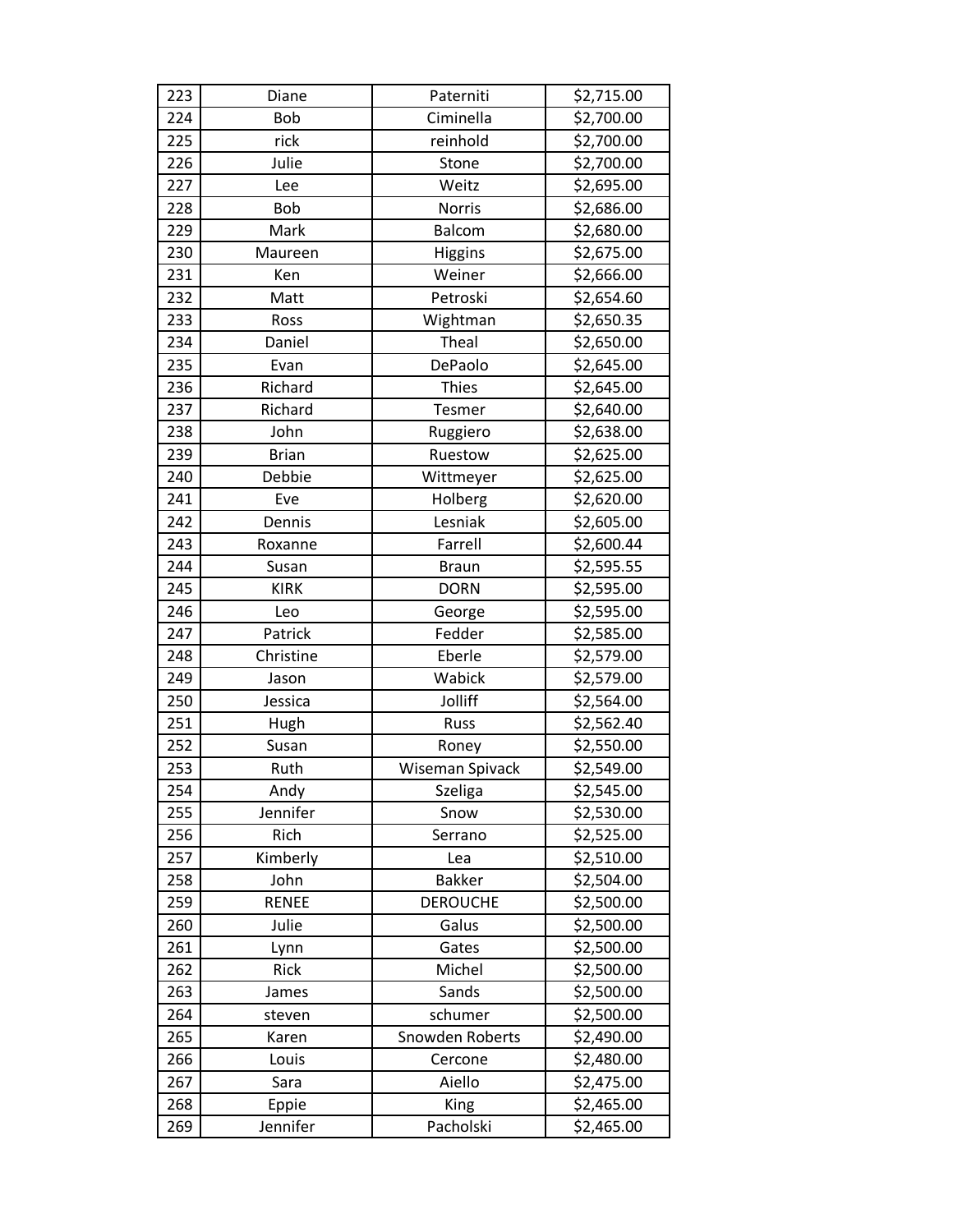| 223 | Diane | Paterniti | $2,715.00 |
|---|---|---|---|
| 224 | Bob | Ciminella | $2,700.00 |
| 225 | rick | reinhold | $2,700.00 |
| 226 | Julie | Stone | $2,700.00 |
| 227 | Lee | Weitz | $2,695.00 |
| 228 | Bob | Norris | $2,686.00 |
| 229 | Mark | Balcom | $2,680.00 |
| 230 | Maureen | Higgins | $2,675.00 |
| 231 | Ken | Weiner | $2,666.00 |
| 232 | Matt | Petroski | $2,654.60 |
| 233 | Ross | Wightman | $2,650.35 |
| 234 | Daniel | Theal | $2,650.00 |
| 235 | Evan | DePaolo | $2,645.00 |
| 236 | Richard | Thies | $2,645.00 |
| 237 | Richard | Tesmer | $2,640.00 |
| 238 | John | Ruggiero | $2,638.00 |
| 239 | Brian | Ruestow | $2,625.00 |
| 240 | Debbie | Wittmeyer | $2,625.00 |
| 241 | Eve | Holberg | $2,620.00 |
| 242 | Dennis | Lesniak | $2,605.00 |
| 243 | Roxanne | Farrell | $2,600.44 |
| 244 | Susan | Braun | $2,595.55 |
| 245 | KIRK | DORN | $2,595.00 |
| 246 | Leo | George | $2,595.00 |
| 247 | Patrick | Fedder | $2,585.00 |
| 248 | Christine | Eberle | $2,579.00 |
| 249 | Jason | Wabick | $2,579.00 |
| 250 | Jessica | Jolliff | $2,564.00 |
| 251 | Hugh | Russ | $2,562.40 |
| 252 | Susan | Roney | $2,550.00 |
| 253 | Ruth | Wiseman Spivack | $2,549.00 |
| 254 | Andy | Szeliga | $2,545.00 |
| 255 | Jennifer | Snow | $2,530.00 |
| 256 | Rich | Serrano | $2,525.00 |
| 257 | Kimberly | Lea | $2,510.00 |
| 258 | John | Bakker | $2,504.00 |
| 259 | RENEE | DEROUCHE | $2,500.00 |
| 260 | Julie | Galus | $2,500.00 |
| 261 | Lynn | Gates | $2,500.00 |
| 262 | Rick | Michel | $2,500.00 |
| 263 | James | Sands | $2,500.00 |
| 264 | steven | schumer | $2,500.00 |
| 265 | Karen | Snowden Roberts | $2,490.00 |
| 266 | Louis | Cercone | $2,480.00 |
| 267 | Sara | Aiello | $2,475.00 |
| 268 | Eppie | King | $2,465.00 |
| 269 | Jennifer | Pacholski | $2,465.00 |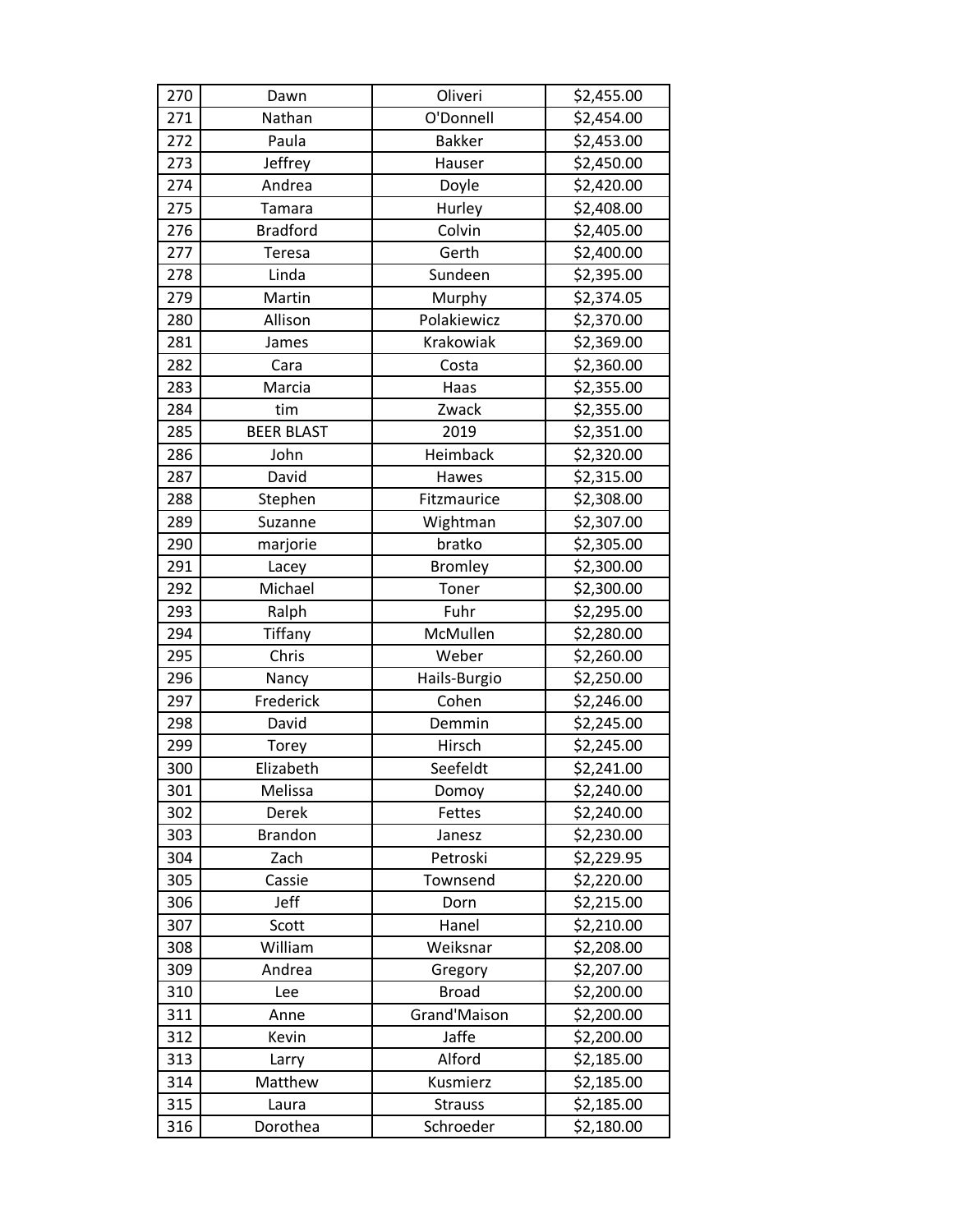| 270 | Dawn | Oliveri | $2,455.00 |
|---|---|---|---|
| 271 | Nathan | O'Donnell | $2,454.00 |
| 272 | Paula | Bakker | $2,453.00 |
| 273 | Jeffrey | Hauser | $2,450.00 |
| 274 | Andrea | Doyle | $2,420.00 |
| 275 | Tamara | Hurley | $2,408.00 |
| 276 | Bradford | Colvin | $2,405.00 |
| 277 | Teresa | Gerth | $2,400.00 |
| 278 | Linda | Sundeen | $2,395.00 |
| 279 | Martin | Murphy | $2,374.05 |
| 280 | Allison | Polakiewicz | $2,370.00 |
| 281 | James | Krakowiak | $2,369.00 |
| 282 | Cara | Costa | $2,360.00 |
| 283 | Marcia | Haas | $2,355.00 |
| 284 | tim | Zwack | $2,355.00 |
| 285 | BEER BLAST | 2019 | $2,351.00 |
| 286 | John | Heimback | $2,320.00 |
| 287 | David | Hawes | $2,315.00 |
| 288 | Stephen | Fitzmaurice | $2,308.00 |
| 289 | Suzanne | Wightman | $2,307.00 |
| 290 | marjorie | bratko | $2,305.00 |
| 291 | Lacey | Bromley | $2,300.00 |
| 292 | Michael | Toner | $2,300.00 |
| 293 | Ralph | Fuhr | $2,295.00 |
| 294 | Tiffany | McMullen | $2,280.00 |
| 295 | Chris | Weber | $2,260.00 |
| 296 | Nancy | Hails-Burgio | $2,250.00 |
| 297 | Frederick | Cohen | $2,246.00 |
| 298 | David | Demmin | $2,245.00 |
| 299 | Torey | Hirsch | $2,245.00 |
| 300 | Elizabeth | Seefeldt | $2,241.00 |
| 301 | Melissa | Domoy | $2,240.00 |
| 302 | Derek | Fettes | $2,240.00 |
| 303 | Brandon | Janesz | $2,230.00 |
| 304 | Zach | Petroski | $2,229.95 |
| 305 | Cassie | Townsend | $2,220.00 |
| 306 | Jeff | Dorn | $2,215.00 |
| 307 | Scott | Hanel | $2,210.00 |
| 308 | William | Weiksnar | $2,208.00 |
| 309 | Andrea | Gregory | $2,207.00 |
| 310 | Lee | Broad | $2,200.00 |
| 311 | Anne | Grand'Maison | $2,200.00 |
| 312 | Kevin | Jaffe | $2,200.00 |
| 313 | Larry | Alford | $2,185.00 |
| 314 | Matthew | Kusmierz | $2,185.00 |
| 315 | Laura | Strauss | $2,185.00 |
| 316 | Dorothea | Schroeder | $2,180.00 |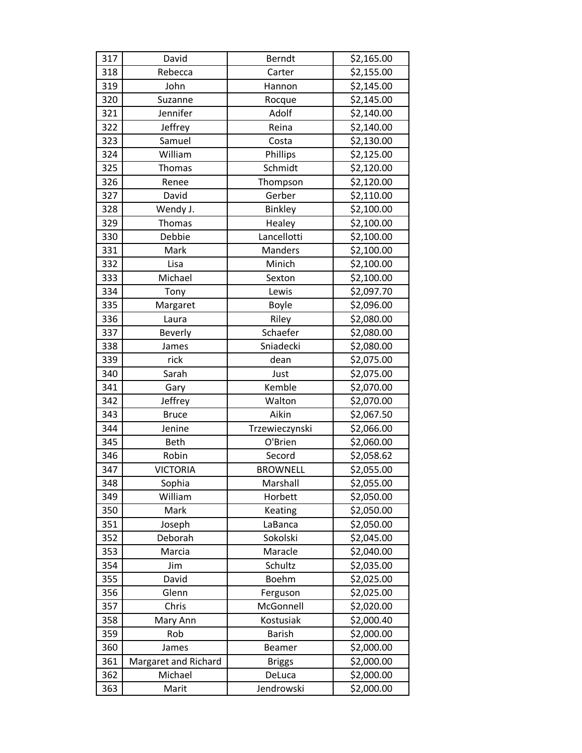| 317 | David | Berndt | $2,165.00 |
|---|---|---|---|
| 318 | Rebecca | Carter | $2,155.00 |
| 319 | John | Hannon | $2,145.00 |
| 320 | Suzanne | Rocque | $2,145.00 |
| 321 | Jennifer | Adolf | $2,140.00 |
| 322 | Jeffrey | Reina | $2,140.00 |
| 323 | Samuel | Costa | $2,130.00 |
| 324 | William | Phillips | $2,125.00 |
| 325 | Thomas | Schmidt | $2,120.00 |
| 326 | Renee | Thompson | $2,120.00 |
| 327 | David | Gerber | $2,110.00 |
| 328 | Wendy J. | Binkley | $2,100.00 |
| 329 | Thomas | Healey | $2,100.00 |
| 330 | Debbie | Lancellotti | $2,100.00 |
| 331 | Mark | Manders | $2,100.00 |
| 332 | Lisa | Minich | $2,100.00 |
| 333 | Michael | Sexton | $2,100.00 |
| 334 | Tony | Lewis | $2,097.70 |
| 335 | Margaret | Boyle | $2,096.00 |
| 336 | Laura | Riley | $2,080.00 |
| 337 | Beverly | Schaefer | $2,080.00 |
| 338 | James | Sniadecki | $2,080.00 |
| 339 | rick | dean | $2,075.00 |
| 340 | Sarah | Just | $2,075.00 |
| 341 | Gary | Kemble | $2,070.00 |
| 342 | Jeffrey | Walton | $2,070.00 |
| 343 | Bruce | Aikin | $2,067.50 |
| 344 | Jenine | Trzewieczynski | $2,066.00 |
| 345 | Beth | O'Brien | $2,060.00 |
| 346 | Robin | Secord | $2,058.62 |
| 347 | VICTORIA | BROWNELL | $2,055.00 |
| 348 | Sophia | Marshall | $2,055.00 |
| 349 | William | Horbett | $2,050.00 |
| 350 | Mark | Keating | $2,050.00 |
| 351 | Joseph | LaBanca | $2,050.00 |
| 352 | Deborah | Sokolski | $2,045.00 |
| 353 | Marcia | Maracle | $2,040.00 |
| 354 | Jim | Schultz | $2,035.00 |
| 355 | David | Boehm | $2,025.00 |
| 356 | Glenn | Ferguson | $2,025.00 |
| 357 | Chris | McGonnell | $2,020.00 |
| 358 | Mary Ann | Kostusiak | $2,000.40 |
| 359 | Rob | Barish | $2,000.00 |
| 360 | James | Beamer | $2,000.00 |
| 361 | Margaret and Richard | Briggs | $2,000.00 |
| 362 | Michael | DeLuca | $2,000.00 |
| 363 | Marit | Jendrowski | $2,000.00 |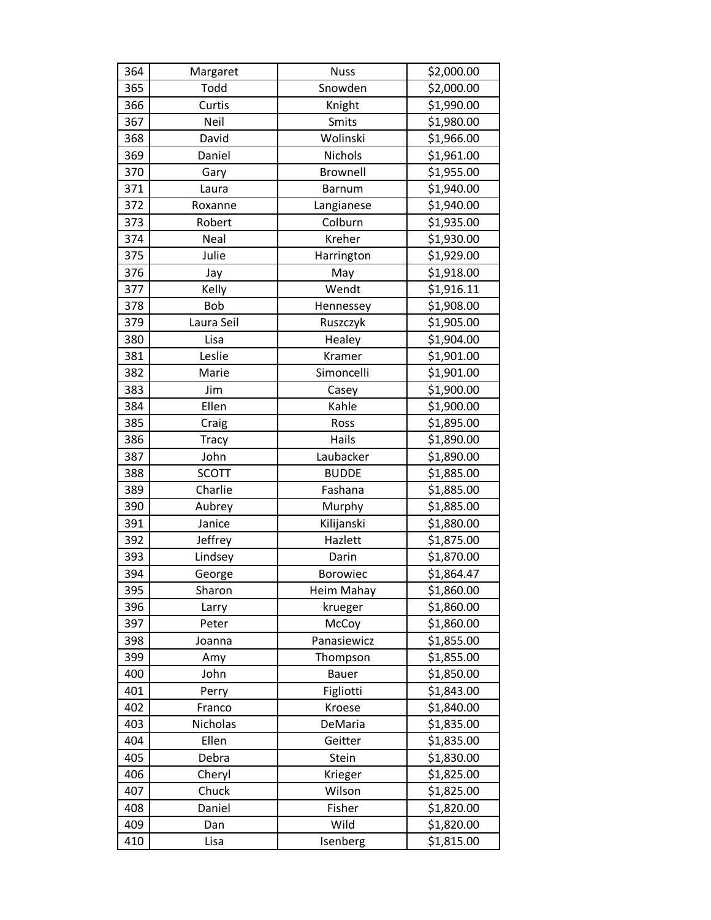| 364 | Margaret | Nuss | $2,000.00 |
|---|---|---|---|
| 365 | Todd | Snowden | $2,000.00 |
| 366 | Curtis | Knight | $1,990.00 |
| 367 | Neil | Smits | $1,980.00 |
| 368 | David | Wolinski | $1,966.00 |
| 369 | Daniel | Nichols | $1,961.00 |
| 370 | Gary | Brownell | $1,955.00 |
| 371 | Laura | Barnum | $1,940.00 |
| 372 | Roxanne | Langianese | $1,940.00 |
| 373 | Robert | Colburn | $1,935.00 |
| 374 | Neal | Kreher | $1,930.00 |
| 375 | Julie | Harrington | $1,929.00 |
| 376 | Jay | May | $1,918.00 |
| 377 | Kelly | Wendt | $1,916.11 |
| 378 | Bob | Hennessey | $1,908.00 |
| 379 | Laura Seil | Ruszczyk | $1,905.00 |
| 380 | Lisa | Healey | $1,904.00 |
| 381 | Leslie | Kramer | $1,901.00 |
| 382 | Marie | Simoncelli | $1,901.00 |
| 383 | Jim | Casey | $1,900.00 |
| 384 | Ellen | Kahle | $1,900.00 |
| 385 | Craig | Ross | $1,895.00 |
| 386 | Tracy | Hails | $1,890.00 |
| 387 | John | Laubacker | $1,890.00 |
| 388 | SCOTT | BUDDE | $1,885.00 |
| 389 | Charlie | Fashana | $1,885.00 |
| 390 | Aubrey | Murphy | $1,885.00 |
| 391 | Janice | Kilijanski | $1,880.00 |
| 392 | Jeffrey | Hazlett | $1,875.00 |
| 393 | Lindsey | Darin | $1,870.00 |
| 394 | George | Borowiec | $1,864.47 |
| 395 | Sharon | Heim Mahay | $1,860.00 |
| 396 | Larry | krueger | $1,860.00 |
| 397 | Peter | McCoy | $1,860.00 |
| 398 | Joanna | Panasiewicz | $1,855.00 |
| 399 | Amy | Thompson | $1,855.00 |
| 400 | John | Bauer | $1,850.00 |
| 401 | Perry | Figliotti | $1,843.00 |
| 402 | Franco | Kroese | $1,840.00 |
| 403 | Nicholas | DeMaria | $1,835.00 |
| 404 | Ellen | Geitter | $1,835.00 |
| 405 | Debra | Stein | $1,830.00 |
| 406 | Cheryl | Krieger | $1,825.00 |
| 407 | Chuck | Wilson | $1,825.00 |
| 408 | Daniel | Fisher | $1,820.00 |
| 409 | Dan | Wild | $1,820.00 |
| 410 | Lisa | Isenberg | $1,815.00 |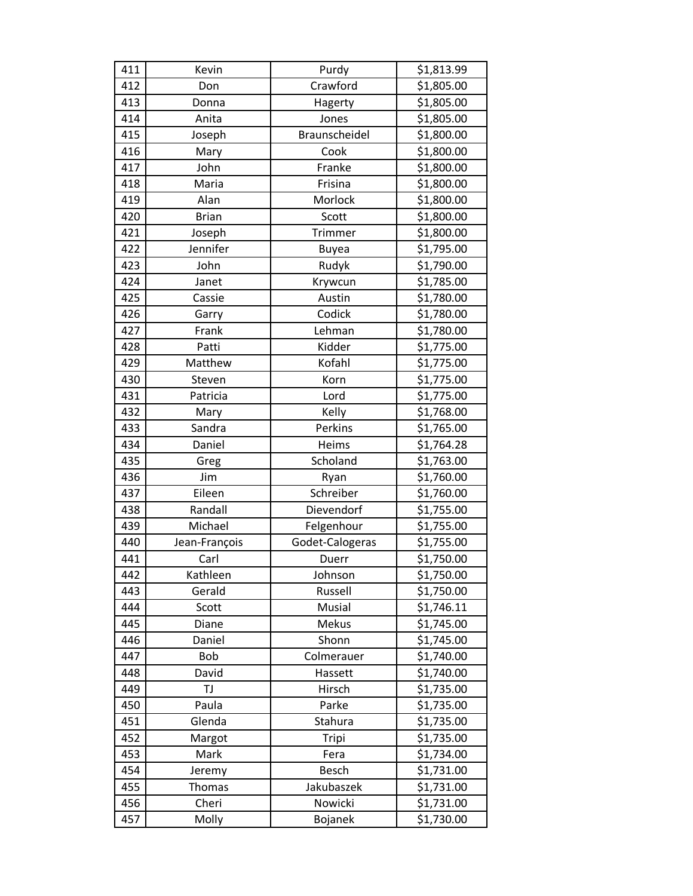| 411 | Kevin | Purdy | $1,813.99 |
|---|---|---|---|
| 412 | Don | Crawford | $1,805.00 |
| 413 | Donna | Hagerty | $1,805.00 |
| 414 | Anita | Jones | $1,805.00 |
| 415 | Joseph | Braunscheidel | $1,800.00 |
| 416 | Mary | Cook | $1,800.00 |
| 417 | John | Franke | $1,800.00 |
| 418 | Maria | Frisina | $1,800.00 |
| 419 | Alan | Morlock | $1,800.00 |
| 420 | Brian | Scott | $1,800.00 |
| 421 | Joseph | Trimmer | $1,800.00 |
| 422 | Jennifer | Buyea | $1,795.00 |
| 423 | John | Rudyk | $1,790.00 |
| 424 | Janet | Krywcun | $1,785.00 |
| 425 | Cassie | Austin | $1,780.00 |
| 426 | Garry | Codick | $1,780.00 |
| 427 | Frank | Lehman | $1,780.00 |
| 428 | Patti | Kidder | $1,775.00 |
| 429 | Matthew | Kofahl | $1,775.00 |
| 430 | Steven | Korn | $1,775.00 |
| 431 | Patricia | Lord | $1,775.00 |
| 432 | Mary | Kelly | $1,768.00 |
| 433 | Sandra | Perkins | $1,765.00 |
| 434 | Daniel | Heims | $1,764.28 |
| 435 | Greg | Scholand | $1,763.00 |
| 436 | Jim | Ryan | $1,760.00 |
| 437 | Eileen | Schreiber | $1,760.00 |
| 438 | Randall | Dievendorf | $1,755.00 |
| 439 | Michael | Felgenhour | $1,755.00 |
| 440 | Jean-François | Godet-Calogeras | $1,755.00 |
| 441 | Carl | Duerr | $1,750.00 |
| 442 | Kathleen | Johnson | $1,750.00 |
| 443 | Gerald | Russell | $1,750.00 |
| 444 | Scott | Musial | $1,746.11 |
| 445 | Diane | Mekus | $1,745.00 |
| 446 | Daniel | Shonn | $1,745.00 |
| 447 | Bob | Colmerauer | $1,740.00 |
| 448 | David | Hassett | $1,740.00 |
| 449 | TJ | Hirsch | $1,735.00 |
| 450 | Paula | Parke | $1,735.00 |
| 451 | Glenda | Stahura | $1,735.00 |
| 452 | Margot | Tripi | $1,735.00 |
| 453 | Mark | Fera | $1,734.00 |
| 454 | Jeremy | Besch | $1,731.00 |
| 455 | Thomas | Jakubaszek | $1,731.00 |
| 456 | Cheri | Nowicki | $1,731.00 |
| 457 | Molly | Bojanek | $1,730.00 |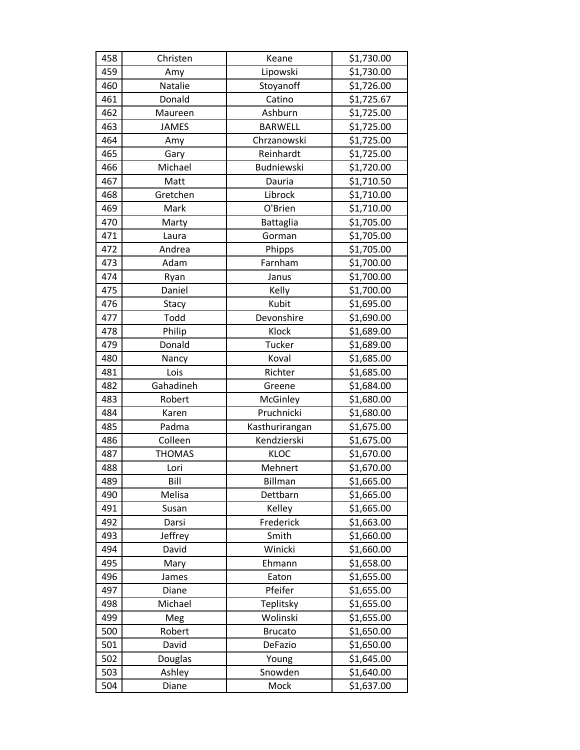| | | | |
|---|---|---|---|
| 458 | Christen | Keane | $1,730.00 |
| 459 | Amy | Lipowski | $1,730.00 |
| 460 | Natalie | Stoyanoff | $1,726.00 |
| 461 | Donald | Catino | $1,725.67 |
| 462 | Maureen | Ashburn | $1,725.00 |
| 463 | JAMES | BARWELL | $1,725.00 |
| 464 | Amy | Chrzanowski | $1,725.00 |
| 465 | Gary | Reinhardt | $1,725.00 |
| 466 | Michael | Budniewski | $1,720.00 |
| 467 | Matt | Dauria | $1,710.50 |
| 468 | Gretchen | Librock | $1,710.00 |
| 469 | Mark | O'Brien | $1,710.00 |
| 470 | Marty | Battaglia | $1,705.00 |
| 471 | Laura | Gorman | $1,705.00 |
| 472 | Andrea | Phipps | $1,705.00 |
| 473 | Adam | Farnham | $1,700.00 |
| 474 | Ryan | Janus | $1,700.00 |
| 475 | Daniel | Kelly | $1,700.00 |
| 476 | Stacy | Kubit | $1,695.00 |
| 477 | Todd | Devonshire | $1,690.00 |
| 478 | Philip | Klock | $1,689.00 |
| 479 | Donald | Tucker | $1,689.00 |
| 480 | Nancy | Koval | $1,685.00 |
| 481 | Lois | Richter | $1,685.00 |
| 482 | Gahadineh | Greene | $1,684.00 |
| 483 | Robert | McGinley | $1,680.00 |
| 484 | Karen | Pruchnicki | $1,680.00 |
| 485 | Padma | Kasthurirangan | $1,675.00 |
| 486 | Colleen | Kendzierski | $1,675.00 |
| 487 | THOMAS | KLOC | $1,670.00 |
| 488 | Lori | Mehnert | $1,670.00 |
| 489 | Bill | Billman | $1,665.00 |
| 490 | Melisa | Dettbarn | $1,665.00 |
| 491 | Susan | Kelley | $1,665.00 |
| 492 | Darsi | Frederick | $1,663.00 |
| 493 | Jeffrey | Smith | $1,660.00 |
| 494 | David | Winicki | $1,660.00 |
| 495 | Mary | Ehmann | $1,658.00 |
| 496 | James | Eaton | $1,655.00 |
| 497 | Diane | Pfeifer | $1,655.00 |
| 498 | Michael | Teplitsky | $1,655.00 |
| 499 | Meg | Wolinski | $1,655.00 |
| 500 | Robert | Brucato | $1,650.00 |
| 501 | David | DeFazio | $1,650.00 |
| 502 | Douglas | Young | $1,645.00 |
| 503 | Ashley | Snowden | $1,640.00 |
| 504 | Diane | Mock | $1,637.00 |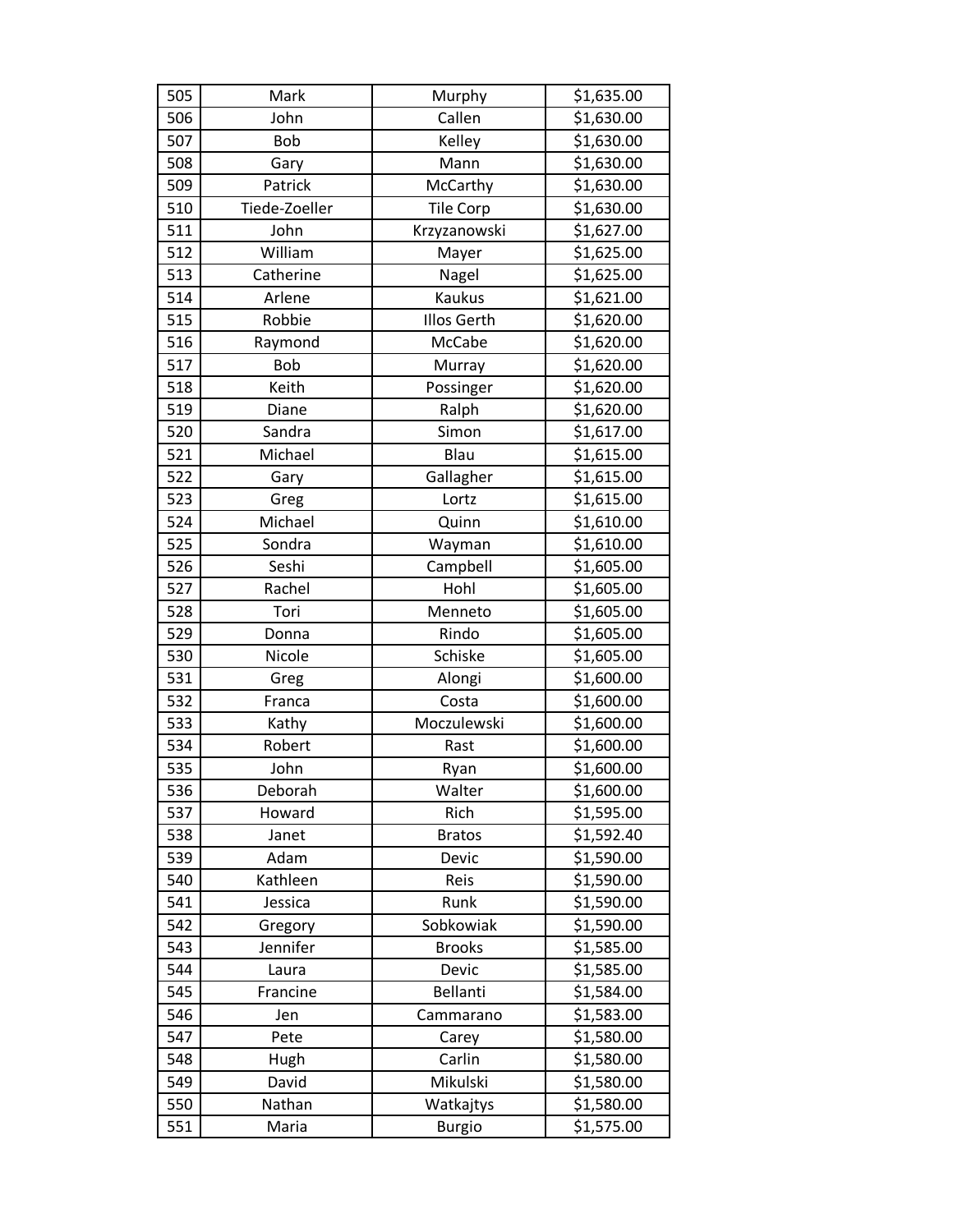| 505 | Mark | Murphy | $1,635.00 |
|---|---|---|---|
| 506 | John | Callen | $1,630.00 |
| 507 | Bob | Kelley | $1,630.00 |
| 508 | Gary | Mann | $1,630.00 |
| 509 | Patrick | McCarthy | $1,630.00 |
| 510 | Tiede-Zoeller | Tile Corp | $1,630.00 |
| 511 | John | Krzyzanowski | $1,627.00 |
| 512 | William | Mayer | $1,625.00 |
| 513 | Catherine | Nagel | $1,625.00 |
| 514 | Arlene | Kaukus | $1,621.00 |
| 515 | Robbie | Illos Gerth | $1,620.00 |
| 516 | Raymond | McCabe | $1,620.00 |
| 517 | Bob | Murray | $1,620.00 |
| 518 | Keith | Possinger | $1,620.00 |
| 519 | Diane | Ralph | $1,620.00 |
| 520 | Sandra | Simon | $1,617.00 |
| 521 | Michael | Blau | $1,615.00 |
| 522 | Gary | Gallagher | $1,615.00 |
| 523 | Greg | Lortz | $1,615.00 |
| 524 | Michael | Quinn | $1,610.00 |
| 525 | Sondra | Wayman | $1,610.00 |
| 526 | Seshi | Campbell | $1,605.00 |
| 527 | Rachel | Hohl | $1,605.00 |
| 528 | Tori | Menneto | $1,605.00 |
| 529 | Donna | Rindo | $1,605.00 |
| 530 | Nicole | Schiske | $1,605.00 |
| 531 | Greg | Alongi | $1,600.00 |
| 532 | Franca | Costa | $1,600.00 |
| 533 | Kathy | Moczulewski | $1,600.00 |
| 534 | Robert | Rast | $1,600.00 |
| 535 | John | Ryan | $1,600.00 |
| 536 | Deborah | Walter | $1,600.00 |
| 537 | Howard | Rich | $1,595.00 |
| 538 | Janet | Bratos | $1,592.40 |
| 539 | Adam | Devic | $1,590.00 |
| 540 | Kathleen | Reis | $1,590.00 |
| 541 | Jessica | Runk | $1,590.00 |
| 542 | Gregory | Sobkowiak | $1,590.00 |
| 543 | Jennifer | Brooks | $1,585.00 |
| 544 | Laura | Devic | $1,585.00 |
| 545 | Francine | Bellanti | $1,584.00 |
| 546 | Jen | Cammarano | $1,583.00 |
| 547 | Pete | Carey | $1,580.00 |
| 548 | Hugh | Carlin | $1,580.00 |
| 549 | David | Mikulski | $1,580.00 |
| 550 | Nathan | Watkajtys | $1,580.00 |
| 551 | Maria | Burgio | $1,575.00 |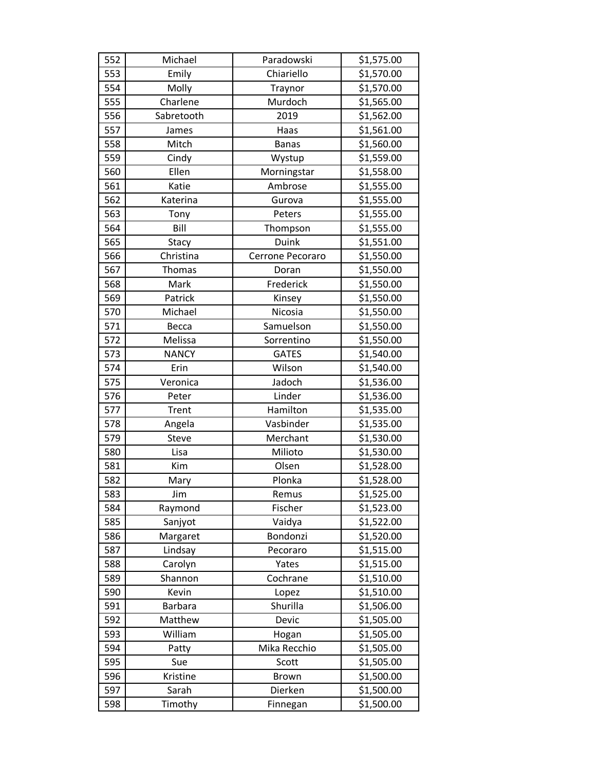| | | | |
|---|---|---|---|
| 552 | Michael | Paradowski | $1,575.00 |
| 553 | Emily | Chiariello | $1,570.00 |
| 554 | Molly | Traynor | $1,570.00 |
| 555 | Charlene | Murdoch | $1,565.00 |
| 556 | Sabretooth | 2019 | $1,562.00 |
| 557 | James | Haas | $1,561.00 |
| 558 | Mitch | Banas | $1,560.00 |
| 559 | Cindy | Wystup | $1,559.00 |
| 560 | Ellen | Morningstar | $1,558.00 |
| 561 | Katie | Ambrose | $1,555.00 |
| 562 | Katerina | Gurova | $1,555.00 |
| 563 | Tony | Peters | $1,555.00 |
| 564 | Bill | Thompson | $1,555.00 |
| 565 | Stacy | Duink | $1,551.00 |
| 566 | Christina | Cerrone Pecoraro | $1,550.00 |
| 567 | Thomas | Doran | $1,550.00 |
| 568 | Mark | Frederick | $1,550.00 |
| 569 | Patrick | Kinsey | $1,550.00 |
| 570 | Michael | Nicosia | $1,550.00 |
| 571 | Becca | Samuelson | $1,550.00 |
| 572 | Melissa | Sorrentino | $1,550.00 |
| 573 | NANCY | GATES | $1,540.00 |
| 574 | Erin | Wilson | $1,540.00 |
| 575 | Veronica | Jadoch | $1,536.00 |
| 576 | Peter | Linder | $1,536.00 |
| 577 | Trent | Hamilton | $1,535.00 |
| 578 | Angela | Vasbinder | $1,535.00 |
| 579 | Steve | Merchant | $1,530.00 |
| 580 | Lisa | Milioto | $1,530.00 |
| 581 | Kim | Olsen | $1,528.00 |
| 582 | Mary | Plonka | $1,528.00 |
| 583 | Jim | Remus | $1,525.00 |
| 584 | Raymond | Fischer | $1,523.00 |
| 585 | Sanjyot | Vaidya | $1,522.00 |
| 586 | Margaret | Bondonzi | $1,520.00 |
| 587 | Lindsay | Pecoraro | $1,515.00 |
| 588 | Carolyn | Yates | $1,515.00 |
| 589 | Shannon | Cochrane | $1,510.00 |
| 590 | Kevin | Lopez | $1,510.00 |
| 591 | Barbara | Shurilla | $1,506.00 |
| 592 | Matthew | Devic | $1,505.00 |
| 593 | William | Hogan | $1,505.00 |
| 594 | Patty | Mika Recchio | $1,505.00 |
| 595 | Sue | Scott | $1,505.00 |
| 596 | Kristine | Brown | $1,500.00 |
| 597 | Sarah | Dierken | $1,500.00 |
| 598 | Timothy | Finnegan | $1,500.00 |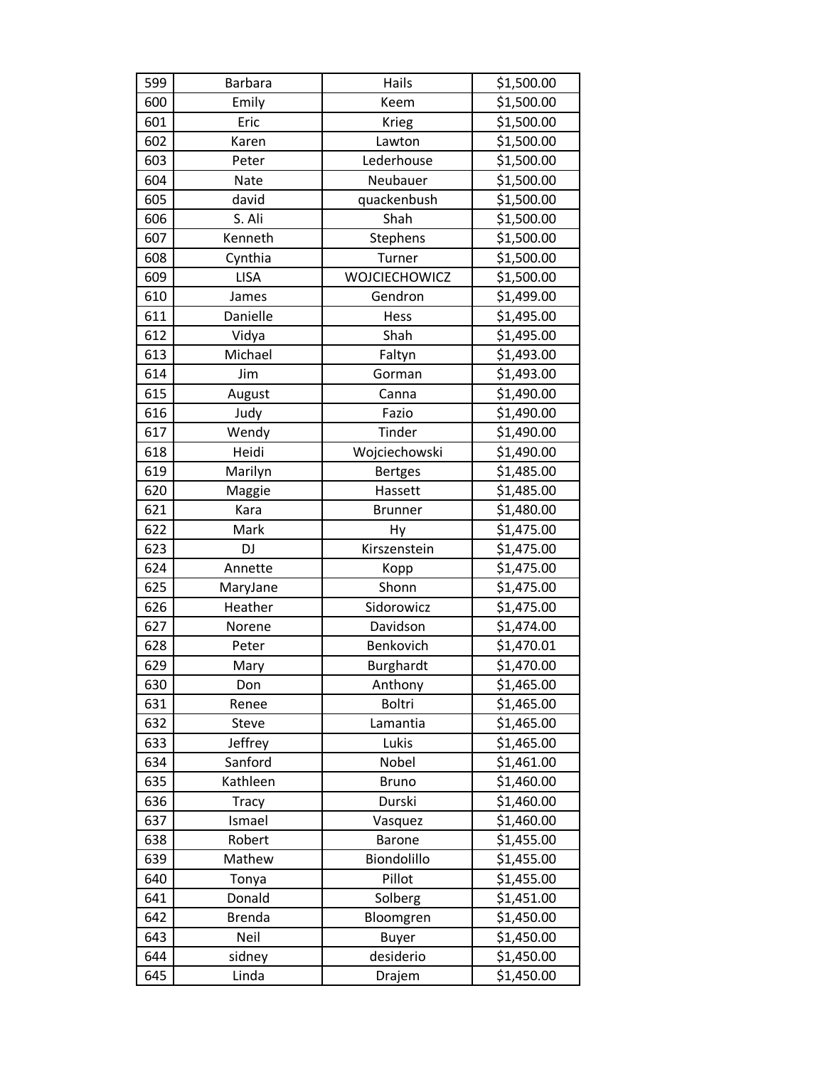| 599 | Barbara | Hails | $1,500.00 |
|---|---|---|---|
| 600 | Emily | Keem | $1,500.00 |
| 601 | Eric | Krieg | $1,500.00 |
| 602 | Karen | Lawton | $1,500.00 |
| 603 | Peter | Lederhouse | $1,500.00 |
| 604 | Nate | Neubauer | $1,500.00 |
| 605 | david | quackenbush | $1,500.00 |
| 606 | S. Ali | Shah | $1,500.00 |
| 607 | Kenneth | Stephens | $1,500.00 |
| 608 | Cynthia | Turner | $1,500.00 |
| 609 | LISA | WOJCIECHOWICZ | $1,500.00 |
| 610 | James | Gendron | $1,499.00 |
| 611 | Danielle | Hess | $1,495.00 |
| 612 | Vidya | Shah | $1,495.00 |
| 613 | Michael | Faltyn | $1,493.00 |
| 614 | Jim | Gorman | $1,493.00 |
| 615 | August | Canna | $1,490.00 |
| 616 | Judy | Fazio | $1,490.00 |
| 617 | Wendy | Tinder | $1,490.00 |
| 618 | Heidi | Wojciechowski | $1,490.00 |
| 619 | Marilyn | Bertges | $1,485.00 |
| 620 | Maggie | Hassett | $1,485.00 |
| 621 | Kara | Brunner | $1,480.00 |
| 622 | Mark | Hy | $1,475.00 |
| 623 | DJ | Kirszenstein | $1,475.00 |
| 624 | Annette | Kopp | $1,475.00 |
| 625 | MaryJane | Shonn | $1,475.00 |
| 626 | Heather | Sidorowicz | $1,475.00 |
| 627 | Norene | Davidson | $1,474.00 |
| 628 | Peter | Benkovich | $1,470.01 |
| 629 | Mary | Burghardt | $1,470.00 |
| 630 | Don | Anthony | $1,465.00 |
| 631 | Renee | Boltri | $1,465.00 |
| 632 | Steve | Lamantia | $1,465.00 |
| 633 | Jeffrey | Lukis | $1,465.00 |
| 634 | Sanford | Nobel | $1,461.00 |
| 635 | Kathleen | Bruno | $1,460.00 |
| 636 | Tracy | Durski | $1,460.00 |
| 637 | Ismael | Vasquez | $1,460.00 |
| 638 | Robert | Barone | $1,455.00 |
| 639 | Mathew | Biondolillo | $1,455.00 |
| 640 | Tonya | Pillot | $1,455.00 |
| 641 | Donald | Solberg | $1,451.00 |
| 642 | Brenda | Bloomgren | $1,450.00 |
| 643 | Neil | Buyer | $1,450.00 |
| 644 | sidney | desiderio | $1,450.00 |
| 645 | Linda | Drajem | $1,450.00 |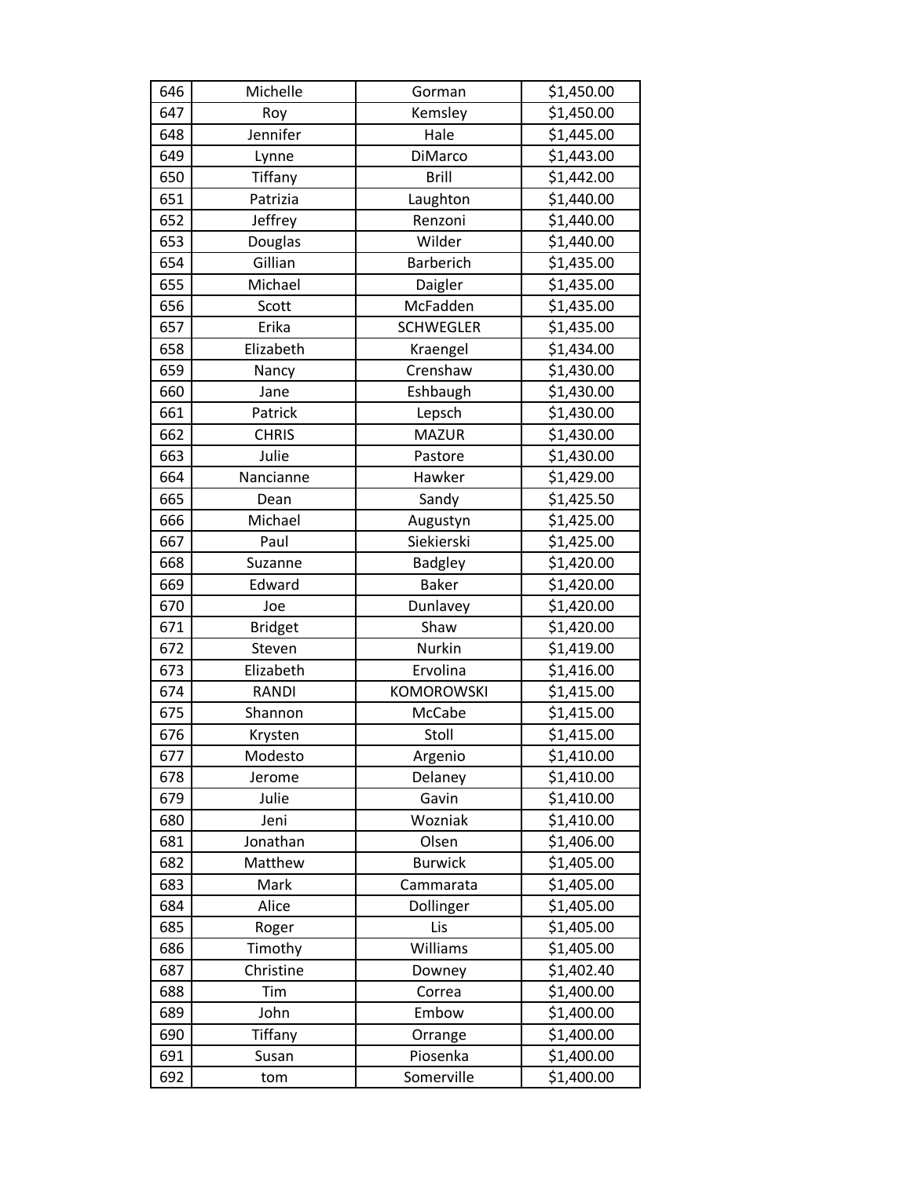| 646 | Michelle | Gorman | $1,450.00 |
|---|---|---|---|
| 647 | Roy | Kemsley | $1,450.00 |
| 648 | Jennifer | Hale | $1,445.00 |
| 649 | Lynne | DiMarco | $1,443.00 |
| 650 | Tiffany | Brill | $1,442.00 |
| 651 | Patrizia | Laughton | $1,440.00 |
| 652 | Jeffrey | Renzoni | $1,440.00 |
| 653 | Douglas | Wilder | $1,440.00 |
| 654 | Gillian | Barberich | $1,435.00 |
| 655 | Michael | Daigler | $1,435.00 |
| 656 | Scott | McFadden | $1,435.00 |
| 657 | Erika | SCHWEGLER | $1,435.00 |
| 658 | Elizabeth | Kraengel | $1,434.00 |
| 659 | Nancy | Crenshaw | $1,430.00 |
| 660 | Jane | Eshbaugh | $1,430.00 |
| 661 | Patrick | Lepsch | $1,430.00 |
| 662 | CHRIS | MAZUR | $1,430.00 |
| 663 | Julie | Pastore | $1,430.00 |
| 664 | Nancianne | Hawker | $1,429.00 |
| 665 | Dean | Sandy | $1,425.50 |
| 666 | Michael | Augustyn | $1,425.00 |
| 667 | Paul | Siekierski | $1,425.00 |
| 668 | Suzanne | Badgley | $1,420.00 |
| 669 | Edward | Baker | $1,420.00 |
| 670 | Joe | Dunlavey | $1,420.00 |
| 671 | Bridget | Shaw | $1,420.00 |
| 672 | Steven | Nurkin | $1,419.00 |
| 673 | Elizabeth | Ervolina | $1,416.00 |
| 674 | RANDI | KOMOROWSKI | $1,415.00 |
| 675 | Shannon | McCabe | $1,415.00 |
| 676 | Krysten | Stoll | $1,415.00 |
| 677 | Modesto | Argenio | $1,410.00 |
| 678 | Jerome | Delaney | $1,410.00 |
| 679 | Julie | Gavin | $1,410.00 |
| 680 | Jeni | Wozniak | $1,410.00 |
| 681 | Jonathan | Olsen | $1,406.00 |
| 682 | Matthew | Burwick | $1,405.00 |
| 683 | Mark | Cammarata | $1,405.00 |
| 684 | Alice | Dollinger | $1,405.00 |
| 685 | Roger | Lis | $1,405.00 |
| 686 | Timothy | Williams | $1,405.00 |
| 687 | Christine | Downey | $1,402.40 |
| 688 | Tim | Correa | $1,400.00 |
| 689 | John | Embow | $1,400.00 |
| 690 | Tiffany | Orrange | $1,400.00 |
| 691 | Susan | Piosenka | $1,400.00 |
| 692 | tom | Somerville | $1,400.00 |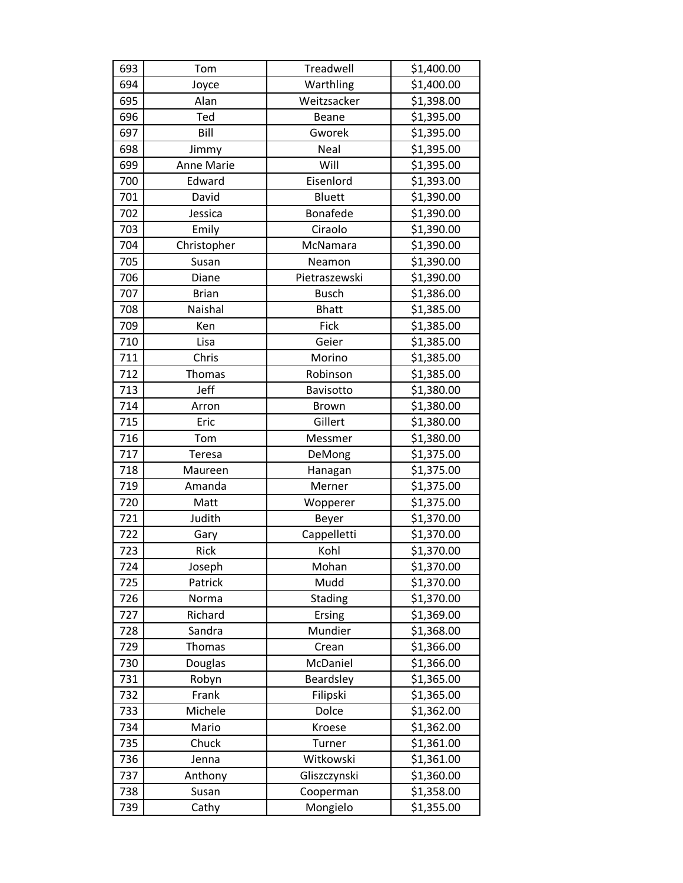| 693 | Tom | Treadwell | $1,400.00 |
|---|---|---|---|
| 694 | Joyce | Warthling | $1,400.00 |
| 695 | Alan | Weitzsacker | $1,398.00 |
| 696 | Ted | Beane | $1,395.00 |
| 697 | Bill | Gworek | $1,395.00 |
| 698 | Jimmy | Neal | $1,395.00 |
| 699 | Anne Marie | Will | $1,395.00 |
| 700 | Edward | Eisenlord | $1,393.00 |
| 701 | David | Bluett | $1,390.00 |
| 702 | Jessica | Bonafede | $1,390.00 |
| 703 | Emily | Ciraolo | $1,390.00 |
| 704 | Christopher | McNamara | $1,390.00 |
| 705 | Susan | Neamon | $1,390.00 |
| 706 | Diane | Pietraszewski | $1,390.00 |
| 707 | Brian | Busch | $1,386.00 |
| 708 | Naishal | Bhatt | $1,385.00 |
| 709 | Ken | Fick | $1,385.00 |
| 710 | Lisa | Geier | $1,385.00 |
| 711 | Chris | Morino | $1,385.00 |
| 712 | Thomas | Robinson | $1,385.00 |
| 713 | Jeff | Bavisotto | $1,380.00 |
| 714 | Arron | Brown | $1,380.00 |
| 715 | Eric | Gillert | $1,380.00 |
| 716 | Tom | Messmer | $1,380.00 |
| 717 | Teresa | DeMong | $1,375.00 |
| 718 | Maureen | Hanagan | $1,375.00 |
| 719 | Amanda | Merner | $1,375.00 |
| 720 | Matt | Wopperer | $1,375.00 |
| 721 | Judith | Beyer | $1,370.00 |
| 722 | Gary | Cappelletti | $1,370.00 |
| 723 | Rick | Kohl | $1,370.00 |
| 724 | Joseph | Mohan | $1,370.00 |
| 725 | Patrick | Mudd | $1,370.00 |
| 726 | Norma | Stading | $1,370.00 |
| 727 | Richard | Ersing | $1,369.00 |
| 728 | Sandra | Mundier | $1,368.00 |
| 729 | Thomas | Crean | $1,366.00 |
| 730 | Douglas | McDaniel | $1,366.00 |
| 731 | Robyn | Beardsley | $1,365.00 |
| 732 | Frank | Filipski | $1,365.00 |
| 733 | Michele | Dolce | $1,362.00 |
| 734 | Mario | Kroese | $1,362.00 |
| 735 | Chuck | Turner | $1,361.00 |
| 736 | Jenna | Witkowski | $1,361.00 |
| 737 | Anthony | Gliszczynski | $1,360.00 |
| 738 | Susan | Cooperman | $1,358.00 |
| 739 | Cathy | Mongielo | $1,355.00 |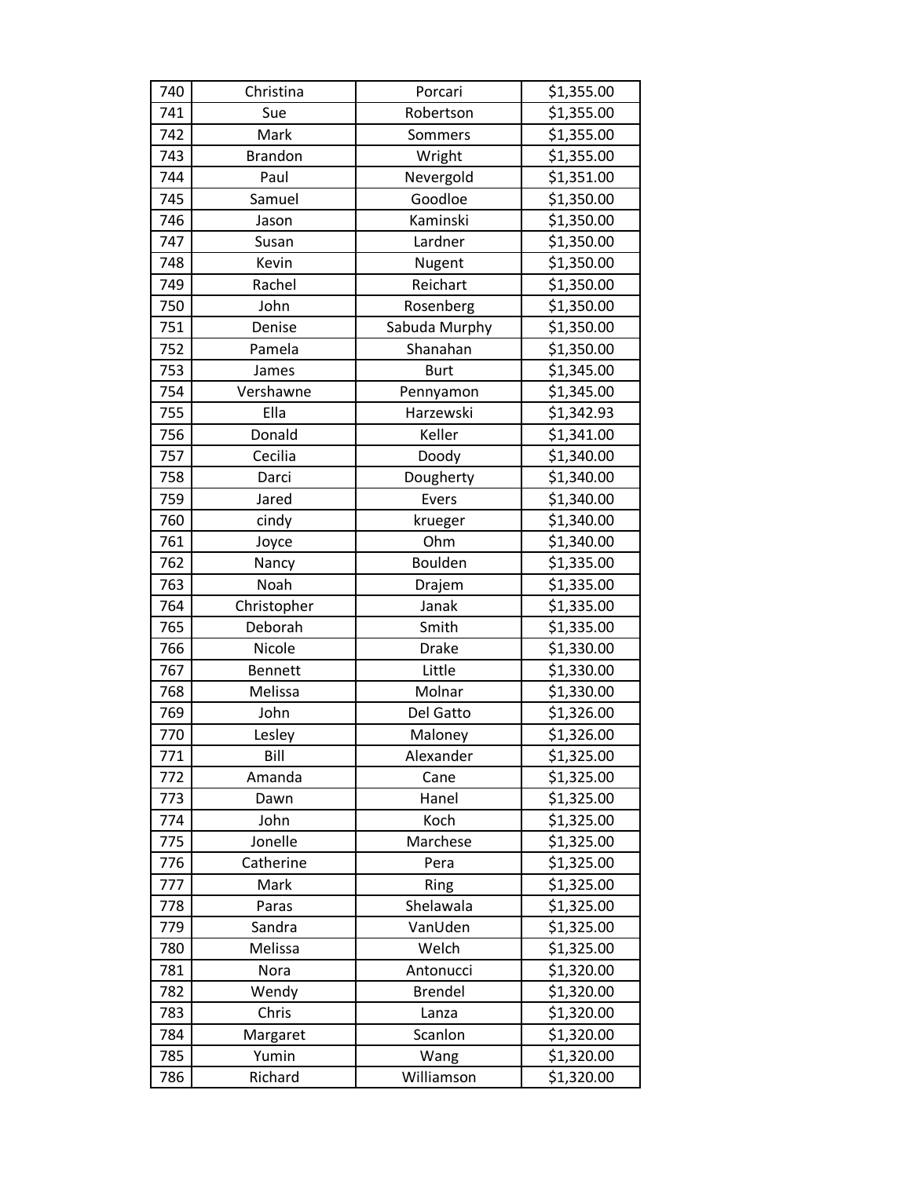| 740 | Christina | Porcari | $1,355.00 |
|---|---|---|---|
| 741 | Sue | Robertson | $1,355.00 |
| 742 | Mark | Sommers | $1,355.00 |
| 743 | Brandon | Wright | $1,355.00 |
| 744 | Paul | Nevergold | $1,351.00 |
| 745 | Samuel | Goodloe | $1,350.00 |
| 746 | Jason | Kaminski | $1,350.00 |
| 747 | Susan | Lardner | $1,350.00 |
| 748 | Kevin | Nugent | $1,350.00 |
| 749 | Rachel | Reichart | $1,350.00 |
| 750 | John | Rosenberg | $1,350.00 |
| 751 | Denise | Sabuda Murphy | $1,350.00 |
| 752 | Pamela | Shanahan | $1,350.00 |
| 753 | James | Burt | $1,345.00 |
| 754 | Vershawne | Pennyamon | $1,345.00 |
| 755 | Ella | Harzewski | $1,342.93 |
| 756 | Donald | Keller | $1,341.00 |
| 757 | Cecilia | Doody | $1,340.00 |
| 758 | Darci | Dougherty | $1,340.00 |
| 759 | Jared | Evers | $1,340.00 |
| 760 | cindy | krueger | $1,340.00 |
| 761 | Joyce | Ohm | $1,340.00 |
| 762 | Nancy | Boulden | $1,335.00 |
| 763 | Noah | Drajem | $1,335.00 |
| 764 | Christopher | Janak | $1,335.00 |
| 765 | Deborah | Smith | $1,335.00 |
| 766 | Nicole | Drake | $1,330.00 |
| 767 | Bennett | Little | $1,330.00 |
| 768 | Melissa | Molnar | $1,330.00 |
| 769 | John | Del Gatto | $1,326.00 |
| 770 | Lesley | Maloney | $1,326.00 |
| 771 | Bill | Alexander | $1,325.00 |
| 772 | Amanda | Cane | $1,325.00 |
| 773 | Dawn | Hanel | $1,325.00 |
| 774 | John | Koch | $1,325.00 |
| 775 | Jonelle | Marchese | $1,325.00 |
| 776 | Catherine | Pera | $1,325.00 |
| 777 | Mark | Ring | $1,325.00 |
| 778 | Paras | Shelawala | $1,325.00 |
| 779 | Sandra | VanUden | $1,325.00 |
| 780 | Melissa | Welch | $1,325.00 |
| 781 | Nora | Antonucci | $1,320.00 |
| 782 | Wendy | Brendel | $1,320.00 |
| 783 | Chris | Lanza | $1,320.00 |
| 784 | Margaret | Scanlon | $1,320.00 |
| 785 | Yumin | Wang | $1,320.00 |
| 786 | Richard | Williamson | $1,320.00 |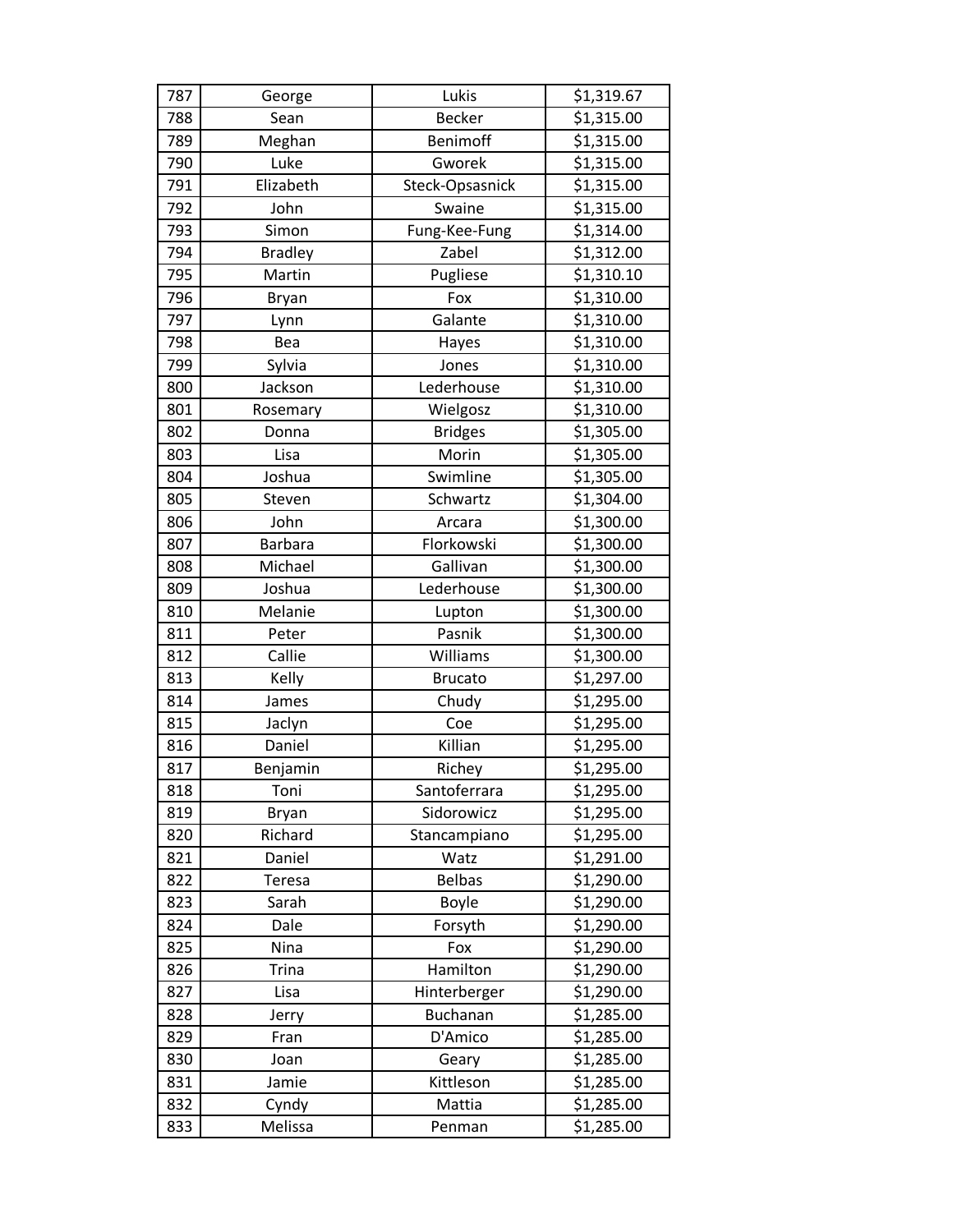| 787 | George | Lukis | $1,319.67 |
|---|---|---|---|
| 788 | Sean | Becker | $1,315.00 |
| 789 | Meghan | Benimoff | $1,315.00 |
| 790 | Luke | Gworek | $1,315.00 |
| 791 | Elizabeth | Steck-Opsasnick | $1,315.00 |
| 792 | John | Swaine | $1,315.00 |
| 793 | Simon | Fung-Kee-Fung | $1,314.00 |
| 794 | Bradley | Zabel | $1,312.00 |
| 795 | Martin | Pugliese | $1,310.10 |
| 796 | Bryan | Fox | $1,310.00 |
| 797 | Lynn | Galante | $1,310.00 |
| 798 | Bea | Hayes | $1,310.00 |
| 799 | Sylvia | Jones | $1,310.00 |
| 800 | Jackson | Lederhouse | $1,310.00 |
| 801 | Rosemary | Wielgosz | $1,310.00 |
| 802 | Donna | Bridges | $1,305.00 |
| 803 | Lisa | Morin | $1,305.00 |
| 804 | Joshua | Swimline | $1,305.00 |
| 805 | Steven | Schwartz | $1,304.00 |
| 806 | John | Arcara | $1,300.00 |
| 807 | Barbara | Florkowski | $1,300.00 |
| 808 | Michael | Gallivan | $1,300.00 |
| 809 | Joshua | Lederhouse | $1,300.00 |
| 810 | Melanie | Lupton | $1,300.00 |
| 811 | Peter | Pasnik | $1,300.00 |
| 812 | Callie | Williams | $1,300.00 |
| 813 | Kelly | Brucato | $1,297.00 |
| 814 | James | Chudy | $1,295.00 |
| 815 | Jaclyn | Coe | $1,295.00 |
| 816 | Daniel | Killian | $1,295.00 |
| 817 | Benjamin | Richey | $1,295.00 |
| 818 | Toni | Santoferrara | $1,295.00 |
| 819 | Bryan | Sidorowicz | $1,295.00 |
| 820 | Richard | Stancampiano | $1,295.00 |
| 821 | Daniel | Watz | $1,291.00 |
| 822 | Teresa | Belbas | $1,290.00 |
| 823 | Sarah | Boyle | $1,290.00 |
| 824 | Dale | Forsyth | $1,290.00 |
| 825 | Nina | Fox | $1,290.00 |
| 826 | Trina | Hamilton | $1,290.00 |
| 827 | Lisa | Hinterberger | $1,290.00 |
| 828 | Jerry | Buchanan | $1,285.00 |
| 829 | Fran | D'Amico | $1,285.00 |
| 830 | Joan | Geary | $1,285.00 |
| 831 | Jamie | Kittleson | $1,285.00 |
| 832 | Cyndy | Mattia | $1,285.00 |
| 833 | Melissa | Penman | $1,285.00 |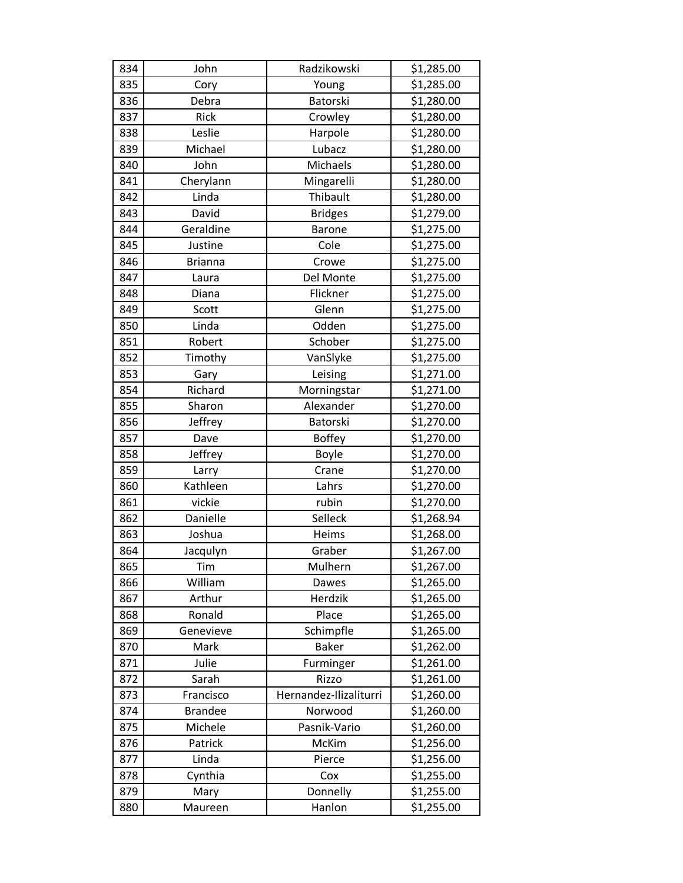| 834 | John | Radzikowski | $1,285.00 |
|---|---|---|---|
| 835 | Cory | Young | $1,285.00 |
| 836 | Debra | Batorski | $1,280.00 |
| 837 | Rick | Crowley | $1,280.00 |
| 838 | Leslie | Harpole | $1,280.00 |
| 839 | Michael | Lubacz | $1,280.00 |
| 840 | John | Michaels | $1,280.00 |
| 841 | Cherylann | Mingarelli | $1,280.00 |
| 842 | Linda | Thibault | $1,280.00 |
| 843 | David | Bridges | $1,279.00 |
| 844 | Geraldine | Barone | $1,275.00 |
| 845 | Justine | Cole | $1,275.00 |
| 846 | Brianna | Crowe | $1,275.00 |
| 847 | Laura | Del Monte | $1,275.00 |
| 848 | Diana | Flickner | $1,275.00 |
| 849 | Scott | Glenn | $1,275.00 |
| 850 | Linda | Odden | $1,275.00 |
| 851 | Robert | Schober | $1,275.00 |
| 852 | Timothy | VanSlyke | $1,275.00 |
| 853 | Gary | Leising | $1,271.00 |
| 854 | Richard | Morningstar | $1,271.00 |
| 855 | Sharon | Alexander | $1,270.00 |
| 856 | Jeffrey | Batorski | $1,270.00 |
| 857 | Dave | Boffey | $1,270.00 |
| 858 | Jeffrey | Boyle | $1,270.00 |
| 859 | Larry | Crane | $1,270.00 |
| 860 | Kathleen | Lahrs | $1,270.00 |
| 861 | vickie | rubin | $1,270.00 |
| 862 | Danielle | Selleck | $1,268.94 |
| 863 | Joshua | Heims | $1,268.00 |
| 864 | Jacqulyn | Graber | $1,267.00 |
| 865 | Tim | Mulhern | $1,267.00 |
| 866 | William | Dawes | $1,265.00 |
| 867 | Arthur | Herdzik | $1,265.00 |
| 868 | Ronald | Place | $1,265.00 |
| 869 | Genevieve | Schimpfle | $1,265.00 |
| 870 | Mark | Baker | $1,262.00 |
| 871 | Julie | Furminger | $1,261.00 |
| 872 | Sarah | Rizzo | $1,261.00 |
| 873 | Francisco | Hernandez-Ilizaliturri | $1,260.00 |
| 874 | Brandee | Norwood | $1,260.00 |
| 875 | Michele | Pasnik-Vario | $1,260.00 |
| 876 | Patrick | McKim | $1,256.00 |
| 877 | Linda | Pierce | $1,256.00 |
| 878 | Cynthia | Cox | $1,255.00 |
| 879 | Mary | Donnelly | $1,255.00 |
| 880 | Maureen | Hanlon | $1,255.00 |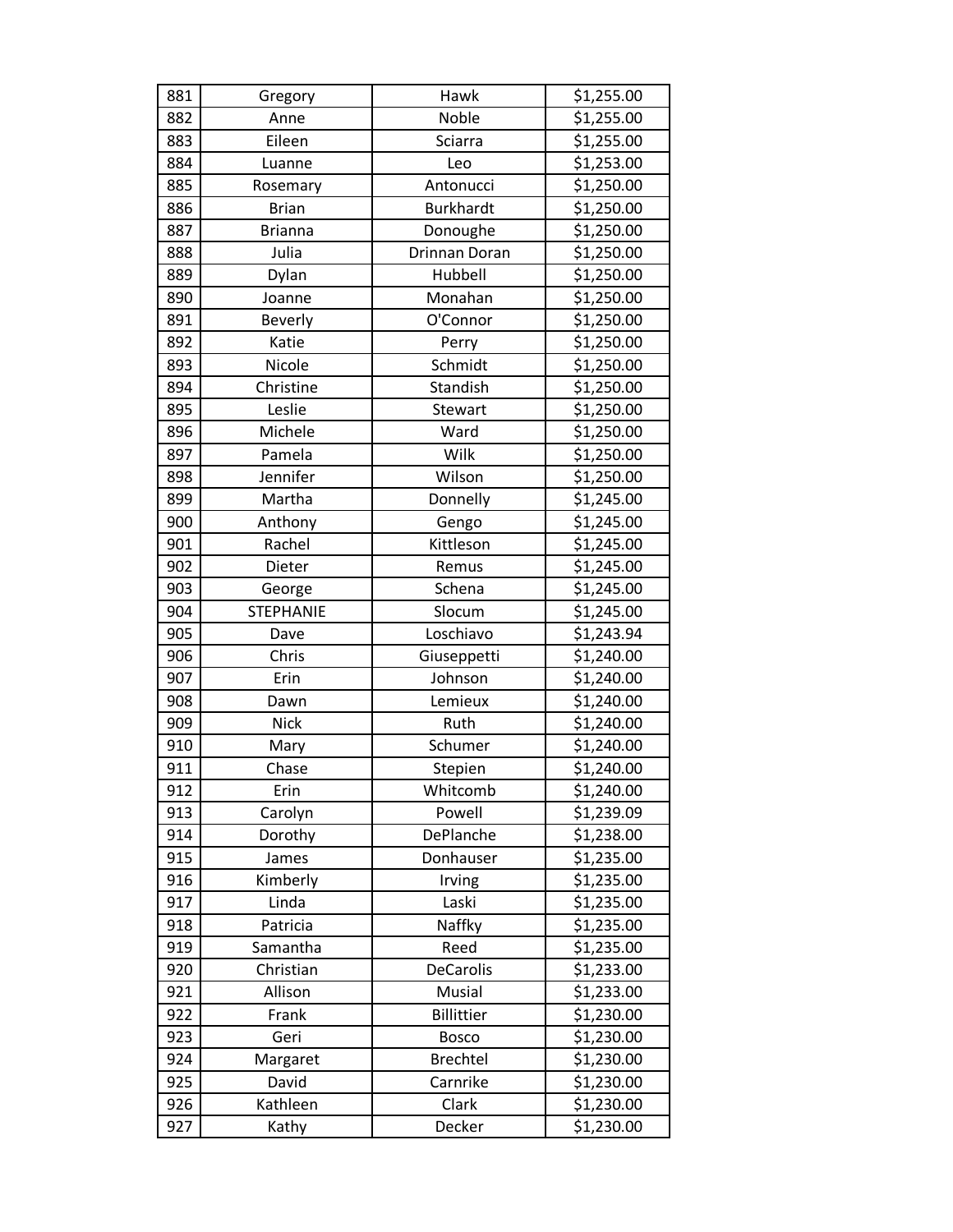| 881 | Gregory | Hawk | $1,255.00 |
|---|---|---|---|
| 882 | Anne | Noble | $1,255.00 |
| 883 | Eileen | Sciarra | $1,255.00 |
| 884 | Luanne | Leo | $1,253.00 |
| 885 | Rosemary | Antonucci | $1,250.00 |
| 886 | Brian | Burkhardt | $1,250.00 |
| 887 | Brianna | Donoughe | $1,250.00 |
| 888 | Julia | Drinnan Doran | $1,250.00 |
| 889 | Dylan | Hubbell | $1,250.00 |
| 890 | Joanne | Monahan | $1,250.00 |
| 891 | Beverly | O'Connor | $1,250.00 |
| 892 | Katie | Perry | $1,250.00 |
| 893 | Nicole | Schmidt | $1,250.00 |
| 894 | Christine | Standish | $1,250.00 |
| 895 | Leslie | Stewart | $1,250.00 |
| 896 | Michele | Ward | $1,250.00 |
| 897 | Pamela | Wilk | $1,250.00 |
| 898 | Jennifer | Wilson | $1,250.00 |
| 899 | Martha | Donnelly | $1,245.00 |
| 900 | Anthony | Gengo | $1,245.00 |
| 901 | Rachel | Kittleson | $1,245.00 |
| 902 | Dieter | Remus | $1,245.00 |
| 903 | George | Schena | $1,245.00 |
| 904 | STEPHANIE | Slocum | $1,245.00 |
| 905 | Dave | Loschiavo | $1,243.94 |
| 906 | Chris | Giuseppetti | $1,240.00 |
| 907 | Erin | Johnson | $1,240.00 |
| 908 | Dawn | Lemieux | $1,240.00 |
| 909 | Nick | Ruth | $1,240.00 |
| 910 | Mary | Schumer | $1,240.00 |
| 911 | Chase | Stepien | $1,240.00 |
| 912 | Erin | Whitcomb | $1,240.00 |
| 913 | Carolyn | Powell | $1,239.09 |
| 914 | Dorothy | DePlanche | $1,238.00 |
| 915 | James | Donhauser | $1,235.00 |
| 916 | Kimberly | Irving | $1,235.00 |
| 917 | Linda | Laski | $1,235.00 |
| 918 | Patricia | Naffky | $1,235.00 |
| 919 | Samantha | Reed | $1,235.00 |
| 920 | Christian | DeCarolis | $1,233.00 |
| 921 | Allison | Musial | $1,233.00 |
| 922 | Frank | Billittier | $1,230.00 |
| 923 | Geri | Bosco | $1,230.00 |
| 924 | Margaret | Brechtel | $1,230.00 |
| 925 | David | Carnrike | $1,230.00 |
| 926 | Kathleen | Clark | $1,230.00 |
| 927 | Kathy | Decker | $1,230.00 |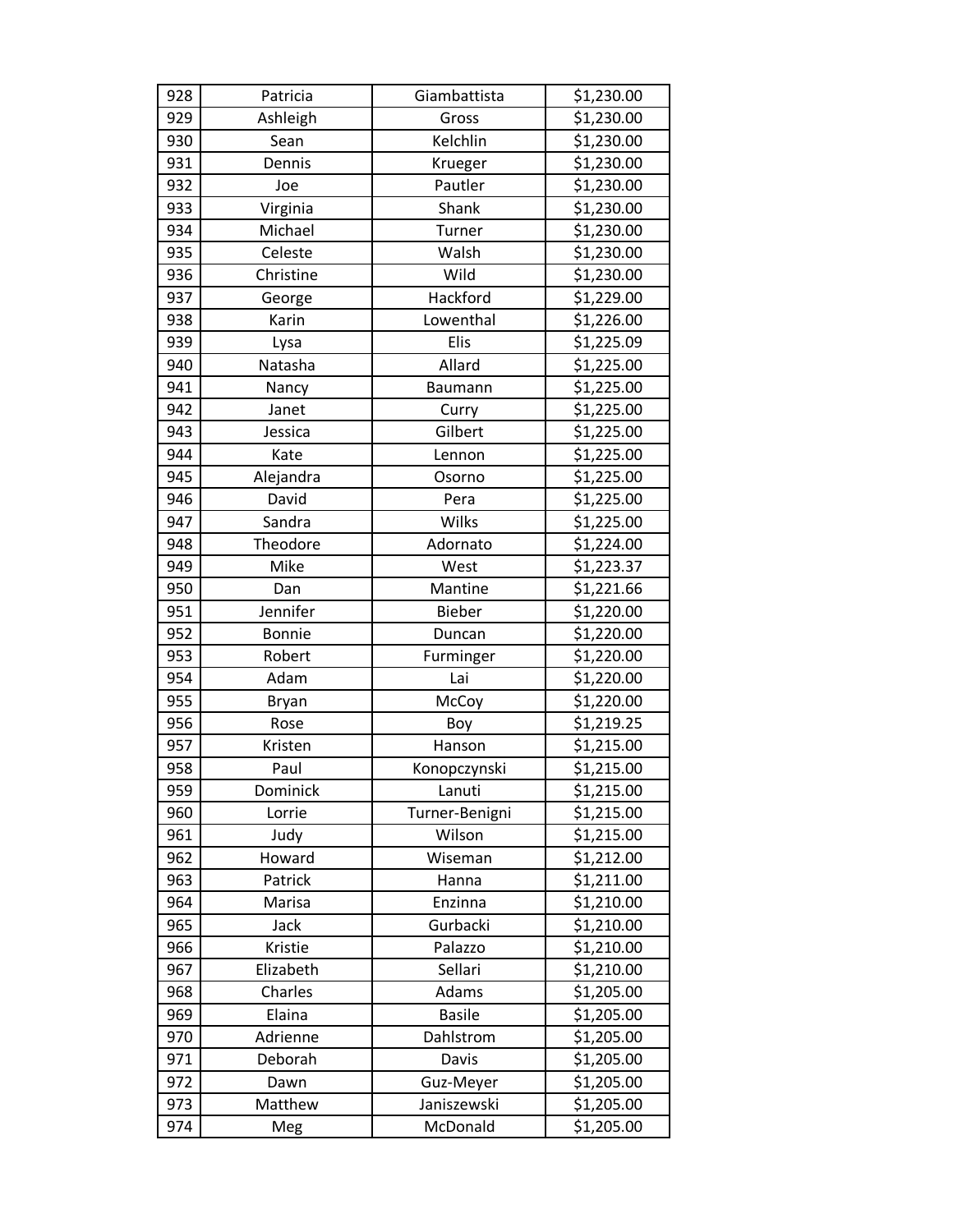| 928 | Patricia | Giambattista | $1,230.00 |
|---|---|---|---|
| 929 | Ashleigh | Gross | $1,230.00 |
| 930 | Sean | Kelchlin | $1,230.00 |
| 931 | Dennis | Krueger | $1,230.00 |
| 932 | Joe | Pautler | $1,230.00 |
| 933 | Virginia | Shank | $1,230.00 |
| 934 | Michael | Turner | $1,230.00 |
| 935 | Celeste | Walsh | $1,230.00 |
| 936 | Christine | Wild | $1,230.00 |
| 937 | George | Hackford | $1,229.00 |
| 938 | Karin | Lowenthal | $1,226.00 |
| 939 | Lysa | Elis | $1,225.09 |
| 940 | Natasha | Allard | $1,225.00 |
| 941 | Nancy | Baumann | $1,225.00 |
| 942 | Janet | Curry | $1,225.00 |
| 943 | Jessica | Gilbert | $1,225.00 |
| 944 | Kate | Lennon | $1,225.00 |
| 945 | Alejandra | Osorno | $1,225.00 |
| 946 | David | Pera | $1,225.00 |
| 947 | Sandra | Wilks | $1,225.00 |
| 948 | Theodore | Adornato | $1,224.00 |
| 949 | Mike | West | $1,223.37 |
| 950 | Dan | Mantine | $1,221.66 |
| 951 | Jennifer | Bieber | $1,220.00 |
| 952 | Bonnie | Duncan | $1,220.00 |
| 953 | Robert | Furminger | $1,220.00 |
| 954 | Adam | Lai | $1,220.00 |
| 955 | Bryan | McCoy | $1,220.00 |
| 956 | Rose | Boy | $1,219.25 |
| 957 | Kristen | Hanson | $1,215.00 |
| 958 | Paul | Konopczynski | $1,215.00 |
| 959 | Dominick | Lanuti | $1,215.00 |
| 960 | Lorrie | Turner-Benigni | $1,215.00 |
| 961 | Judy | Wilson | $1,215.00 |
| 962 | Howard | Wiseman | $1,212.00 |
| 963 | Patrick | Hanna | $1,211.00 |
| 964 | Marisa | Enzinna | $1,210.00 |
| 965 | Jack | Gurbacki | $1,210.00 |
| 966 | Kristie | Palazzo | $1,210.00 |
| 967 | Elizabeth | Sellari | $1,210.00 |
| 968 | Charles | Adams | $1,205.00 |
| 969 | Elaina | Basile | $1,205.00 |
| 970 | Adrienne | Dahlstrom | $1,205.00 |
| 971 | Deborah | Davis | $1,205.00 |
| 972 | Dawn | Guz-Meyer | $1,205.00 |
| 973 | Matthew | Janiszewski | $1,205.00 |
| 974 | Meg | McDonald | $1,205.00 |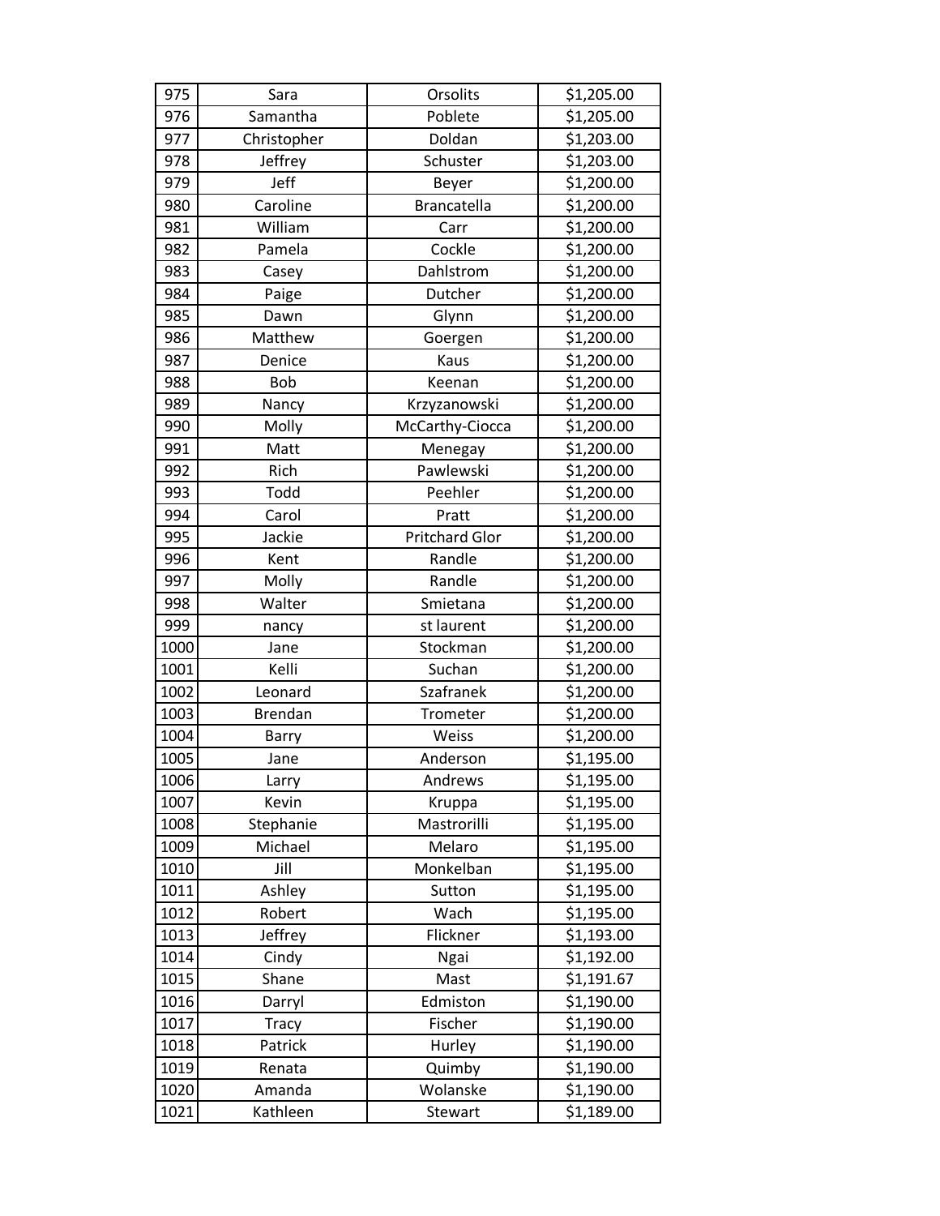| 975 | Sara | Orsolits | $1,205.00 |
|---|---|---|---|
| 976 | Samantha | Poblete | $1,205.00 |
| 977 | Christopher | Doldan | $1,203.00 |
| 978 | Jeffrey | Schuster | $1,203.00 |
| 979 | Jeff | Beyer | $1,200.00 |
| 980 | Caroline | Brancatella | $1,200.00 |
| 981 | William | Carr | $1,200.00 |
| 982 | Pamela | Cockle | $1,200.00 |
| 983 | Casey | Dahlstrom | $1,200.00 |
| 984 | Paige | Dutcher | $1,200.00 |
| 985 | Dawn | Glynn | $1,200.00 |
| 986 | Matthew | Goergen | $1,200.00 |
| 987 | Denice | Kaus | $1,200.00 |
| 988 | Bob | Keenan | $1,200.00 |
| 989 | Nancy | Krzyzanowski | $1,200.00 |
| 990 | Molly | McCarthy-Ciocca | $1,200.00 |
| 991 | Matt | Menegay | $1,200.00 |
| 992 | Rich | Pawlewski | $1,200.00 |
| 993 | Todd | Peehler | $1,200.00 |
| 994 | Carol | Pratt | $1,200.00 |
| 995 | Jackie | Pritchard Glor | $1,200.00 |
| 996 | Kent | Randle | $1,200.00 |
| 997 | Molly | Randle | $1,200.00 |
| 998 | Walter | Smietana | $1,200.00 |
| 999 | nancy | st laurent | $1,200.00 |
| 1000 | Jane | Stockman | $1,200.00 |
| 1001 | Kelli | Suchan | $1,200.00 |
| 1002 | Leonard | Szafranek | $1,200.00 |
| 1003 | Brendan | Trometer | $1,200.00 |
| 1004 | Barry | Weiss | $1,200.00 |
| 1005 | Jane | Anderson | $1,195.00 |
| 1006 | Larry | Andrews | $1,195.00 |
| 1007 | Kevin | Kruppa | $1,195.00 |
| 1008 | Stephanie | Mastrorilli | $1,195.00 |
| 1009 | Michael | Melaro | $1,195.00 |
| 1010 | Jill | Monkelban | $1,195.00 |
| 1011 | Ashley | Sutton | $1,195.00 |
| 1012 | Robert | Wach | $1,195.00 |
| 1013 | Jeffrey | Flickner | $1,193.00 |
| 1014 | Cindy | Ngai | $1,192.00 |
| 1015 | Shane | Mast | $1,191.67 |
| 1016 | Darryl | Edmiston | $1,190.00 |
| 1017 | Tracy | Fischer | $1,190.00 |
| 1018 | Patrick | Hurley | $1,190.00 |
| 1019 | Renata | Quimby | $1,190.00 |
| 1020 | Amanda | Wolanske | $1,190.00 |
| 1021 | Kathleen | Stewart | $1,189.00 |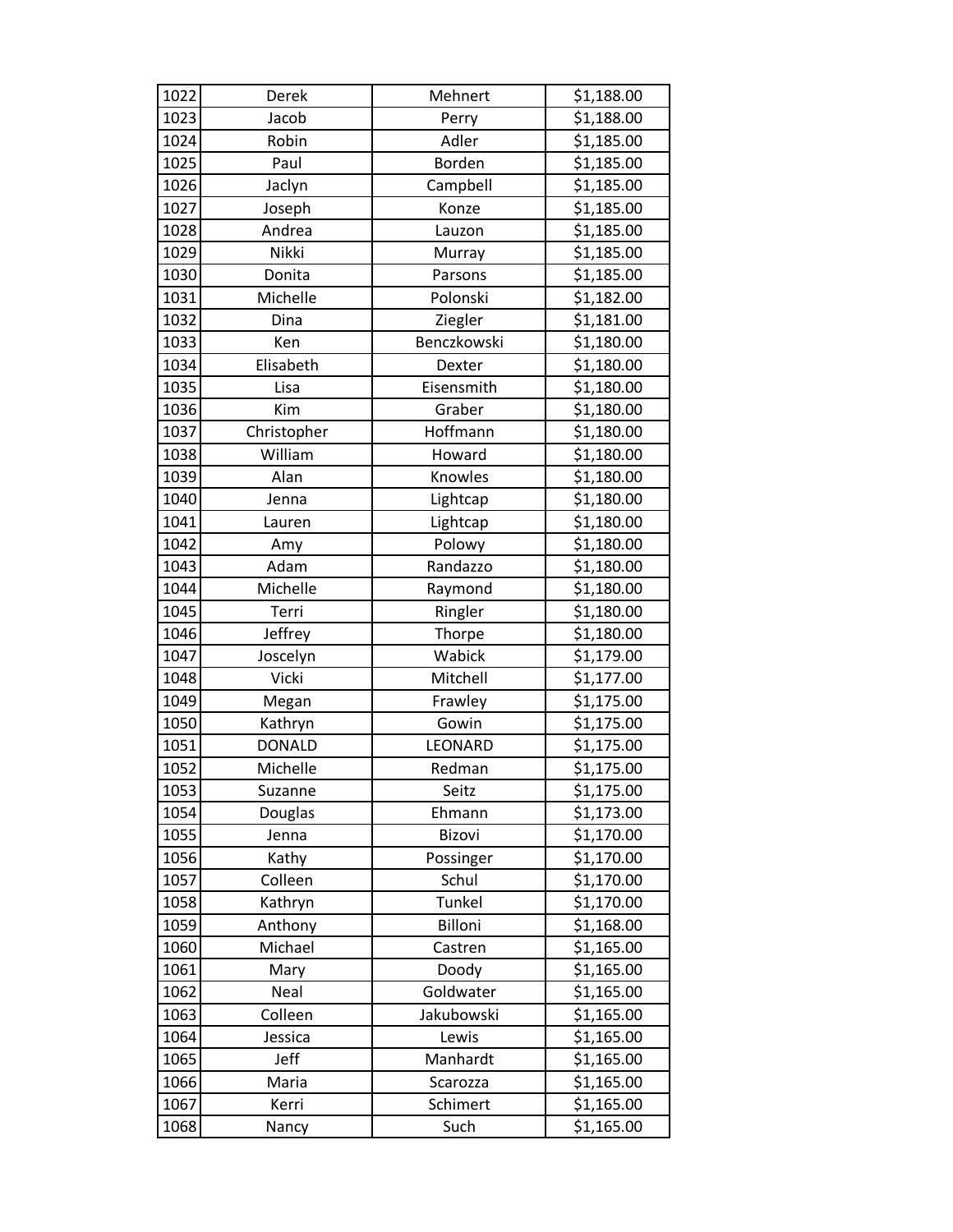| 1022 | Derek | Mehnert | $1,188.00 |
|---|---|---|---|
| 1023 | Jacob | Perry | $1,188.00 |
| 1024 | Robin | Adler | $1,185.00 |
| 1025 | Paul | Borden | $1,185.00 |
| 1026 | Jaclyn | Campbell | $1,185.00 |
| 1027 | Joseph | Konze | $1,185.00 |
| 1028 | Andrea | Lauzon | $1,185.00 |
| 1029 | Nikki | Murray | $1,185.00 |
| 1030 | Donita | Parsons | $1,185.00 |
| 1031 | Michelle | Polonski | $1,182.00 |
| 1032 | Dina | Ziegler | $1,181.00 |
| 1033 | Ken | Benczkowski | $1,180.00 |
| 1034 | Elisabeth | Dexter | $1,180.00 |
| 1035 | Lisa | Eisensmith | $1,180.00 |
| 1036 | Kim | Graber | $1,180.00 |
| 1037 | Christopher | Hoffmann | $1,180.00 |
| 1038 | William | Howard | $1,180.00 |
| 1039 | Alan | Knowles | $1,180.00 |
| 1040 | Jenna | Lightcap | $1,180.00 |
| 1041 | Lauren | Lightcap | $1,180.00 |
| 1042 | Amy | Polowy | $1,180.00 |
| 1043 | Adam | Randazzo | $1,180.00 |
| 1044 | Michelle | Raymond | $1,180.00 |
| 1045 | Terri | Ringler | $1,180.00 |
| 1046 | Jeffrey | Thorpe | $1,180.00 |
| 1047 | Joscelyn | Wabick | $1,179.00 |
| 1048 | Vicki | Mitchell | $1,177.00 |
| 1049 | Megan | Frawley | $1,175.00 |
| 1050 | Kathryn | Gowin | $1,175.00 |
| 1051 | DONALD | LEONARD | $1,175.00 |
| 1052 | Michelle | Redman | $1,175.00 |
| 1053 | Suzanne | Seitz | $1,175.00 |
| 1054 | Douglas | Ehmann | $1,173.00 |
| 1055 | Jenna | Bizovi | $1,170.00 |
| 1056 | Kathy | Possinger | $1,170.00 |
| 1057 | Colleen | Schul | $1,170.00 |
| 1058 | Kathryn | Tunkel | $1,170.00 |
| 1059 | Anthony | Billoni | $1,168.00 |
| 1060 | Michael | Castren | $1,165.00 |
| 1061 | Mary | Doody | $1,165.00 |
| 1062 | Neal | Goldwater | $1,165.00 |
| 1063 | Colleen | Jakubowski | $1,165.00 |
| 1064 | Jessica | Lewis | $1,165.00 |
| 1065 | Jeff | Manhardt | $1,165.00 |
| 1066 | Maria | Scarozza | $1,165.00 |
| 1067 | Kerri | Schimert | $1,165.00 |
| 1068 | Nancy | Such | $1,165.00 |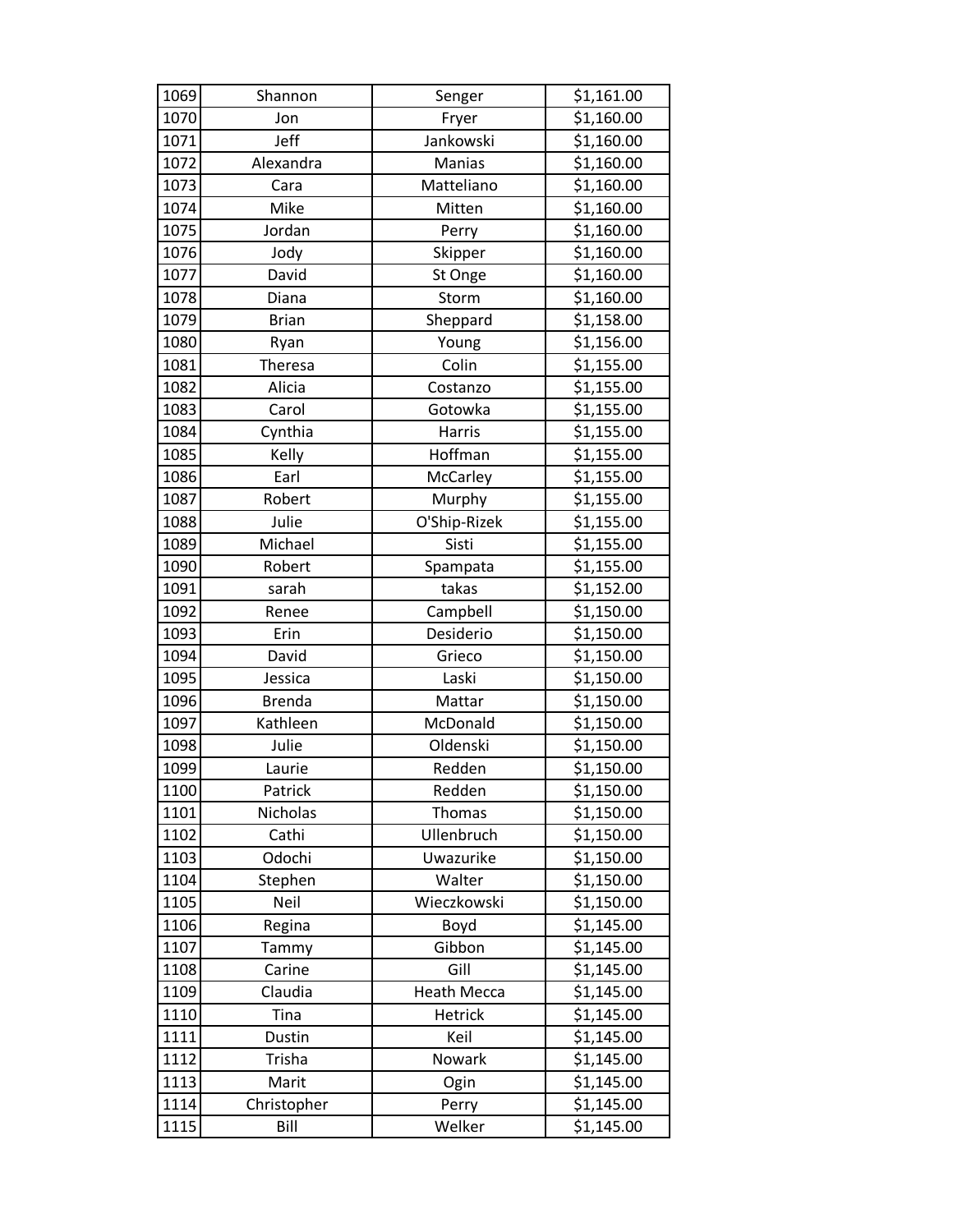| 1069 | Shannon | Senger | $1,161.00 |
|---|---|---|---|
| 1070 | Jon | Fryer | $1,160.00 |
| 1071 | Jeff | Jankowski | $1,160.00 |
| 1072 | Alexandra | Manias | $1,160.00 |
| 1073 | Cara | Matteliano | $1,160.00 |
| 1074 | Mike | Mitten | $1,160.00 |
| 1075 | Jordan | Perry | $1,160.00 |
| 1076 | Jody | Skipper | $1,160.00 |
| 1077 | David | St Onge | $1,160.00 |
| 1078 | Diana | Storm | $1,160.00 |
| 1079 | Brian | Sheppard | $1,158.00 |
| 1080 | Ryan | Young | $1,156.00 |
| 1081 | Theresa | Colin | $1,155.00 |
| 1082 | Alicia | Costanzo | $1,155.00 |
| 1083 | Carol | Gotowka | $1,155.00 |
| 1084 | Cynthia | Harris | $1,155.00 |
| 1085 | Kelly | Hoffman | $1,155.00 |
| 1086 | Earl | McCarley | $1,155.00 |
| 1087 | Robert | Murphy | $1,155.00 |
| 1088 | Julie | O'Ship-Rizek | $1,155.00 |
| 1089 | Michael | Sisti | $1,155.00 |
| 1090 | Robert | Spampata | $1,155.00 |
| 1091 | sarah | takas | $1,152.00 |
| 1092 | Renee | Campbell | $1,150.00 |
| 1093 | Erin | Desiderio | $1,150.00 |
| 1094 | David | Grieco | $1,150.00 |
| 1095 | Jessica | Laski | $1,150.00 |
| 1096 | Brenda | Mattar | $1,150.00 |
| 1097 | Kathleen | McDonald | $1,150.00 |
| 1098 | Julie | Oldenski | $1,150.00 |
| 1099 | Laurie | Redden | $1,150.00 |
| 1100 | Patrick | Redden | $1,150.00 |
| 1101 | Nicholas | Thomas | $1,150.00 |
| 1102 | Cathi | Ullenbruch | $1,150.00 |
| 1103 | Odochi | Uwazurike | $1,150.00 |
| 1104 | Stephen | Walter | $1,150.00 |
| 1105 | Neil | Wieczkowski | $1,150.00 |
| 1106 | Regina | Boyd | $1,145.00 |
| 1107 | Tammy | Gibbon | $1,145.00 |
| 1108 | Carine | Gill | $1,145.00 |
| 1109 | Claudia | Heath Mecca | $1,145.00 |
| 1110 | Tina | Hetrick | $1,145.00 |
| 1111 | Dustin | Keil | $1,145.00 |
| 1112 | Trisha | Nowark | $1,145.00 |
| 1113 | Marit | Ogin | $1,145.00 |
| 1114 | Christopher | Perry | $1,145.00 |
| 1115 | Bill | Welker | $1,145.00 |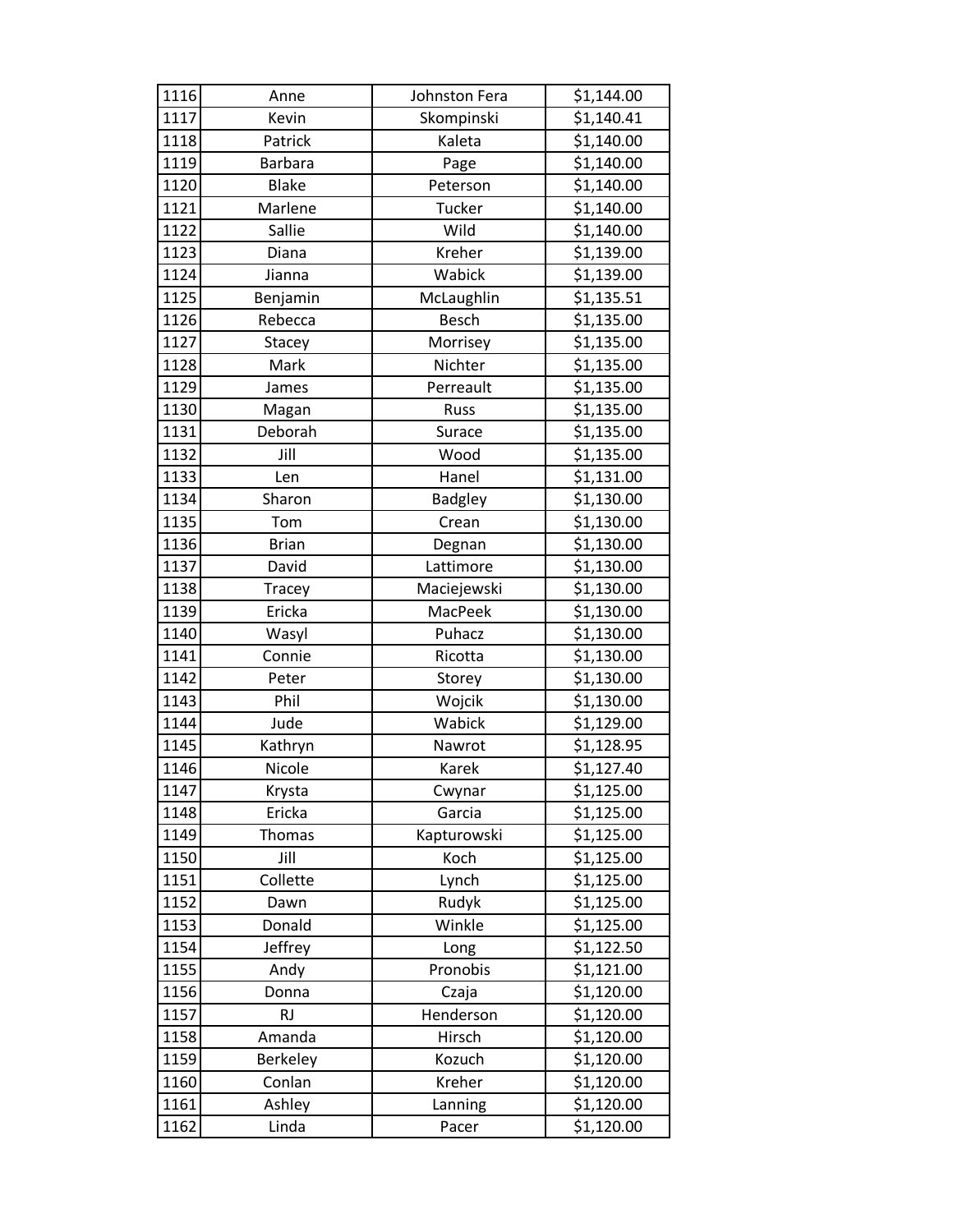| 1116 | Anne | Johnston Fera | $1,144.00 |
|---|---|---|---|
| 1117 | Kevin | Skompinski | $1,140.41 |
| 1118 | Patrick | Kaleta | $1,140.00 |
| 1119 | Barbara | Page | $1,140.00 |
| 1120 | Blake | Peterson | $1,140.00 |
| 1121 | Marlene | Tucker | $1,140.00 |
| 1122 | Sallie | Wild | $1,140.00 |
| 1123 | Diana | Kreher | $1,139.00 |
| 1124 | Jianna | Wabick | $1,139.00 |
| 1125 | Benjamin | McLaughlin | $1,135.51 |
| 1126 | Rebecca | Besch | $1,135.00 |
| 1127 | Stacey | Morrisey | $1,135.00 |
| 1128 | Mark | Nichter | $1,135.00 |
| 1129 | James | Perreault | $1,135.00 |
| 1130 | Magan | Russ | $1,135.00 |
| 1131 | Deborah | Surace | $1,135.00 |
| 1132 | Jill | Wood | $1,135.00 |
| 1133 | Len | Hanel | $1,131.00 |
| 1134 | Sharon | Badgley | $1,130.00 |
| 1135 | Tom | Crean | $1,130.00 |
| 1136 | Brian | Degnan | $1,130.00 |
| 1137 | David | Lattimore | $1,130.00 |
| 1138 | Tracey | Maciejewski | $1,130.00 |
| 1139 | Ericka | MacPeek | $1,130.00 |
| 1140 | Wasyl | Puhacz | $1,130.00 |
| 1141 | Connie | Ricotta | $1,130.00 |
| 1142 | Peter | Storey | $1,130.00 |
| 1143 | Phil | Wojcik | $1,130.00 |
| 1144 | Jude | Wabick | $1,129.00 |
| 1145 | Kathryn | Nawrot | $1,128.95 |
| 1146 | Nicole | Karek | $1,127.40 |
| 1147 | Krysta | Cwynar | $1,125.00 |
| 1148 | Ericka | Garcia | $1,125.00 |
| 1149 | Thomas | Kapturowski | $1,125.00 |
| 1150 | Jill | Koch | $1,125.00 |
| 1151 | Collette | Lynch | $1,125.00 |
| 1152 | Dawn | Rudyk | $1,125.00 |
| 1153 | Donald | Winkle | $1,125.00 |
| 1154 | Jeffrey | Long | $1,122.50 |
| 1155 | Andy | Pronobis | $1,121.00 |
| 1156 | Donna | Czaja | $1,120.00 |
| 1157 | RJ | Henderson | $1,120.00 |
| 1158 | Amanda | Hirsch | $1,120.00 |
| 1159 | Berkeley | Kozuch | $1,120.00 |
| 1160 | Conlan | Kreher | $1,120.00 |
| 1161 | Ashley | Lanning | $1,120.00 |
| 1162 | Linda | Pacer | $1,120.00 |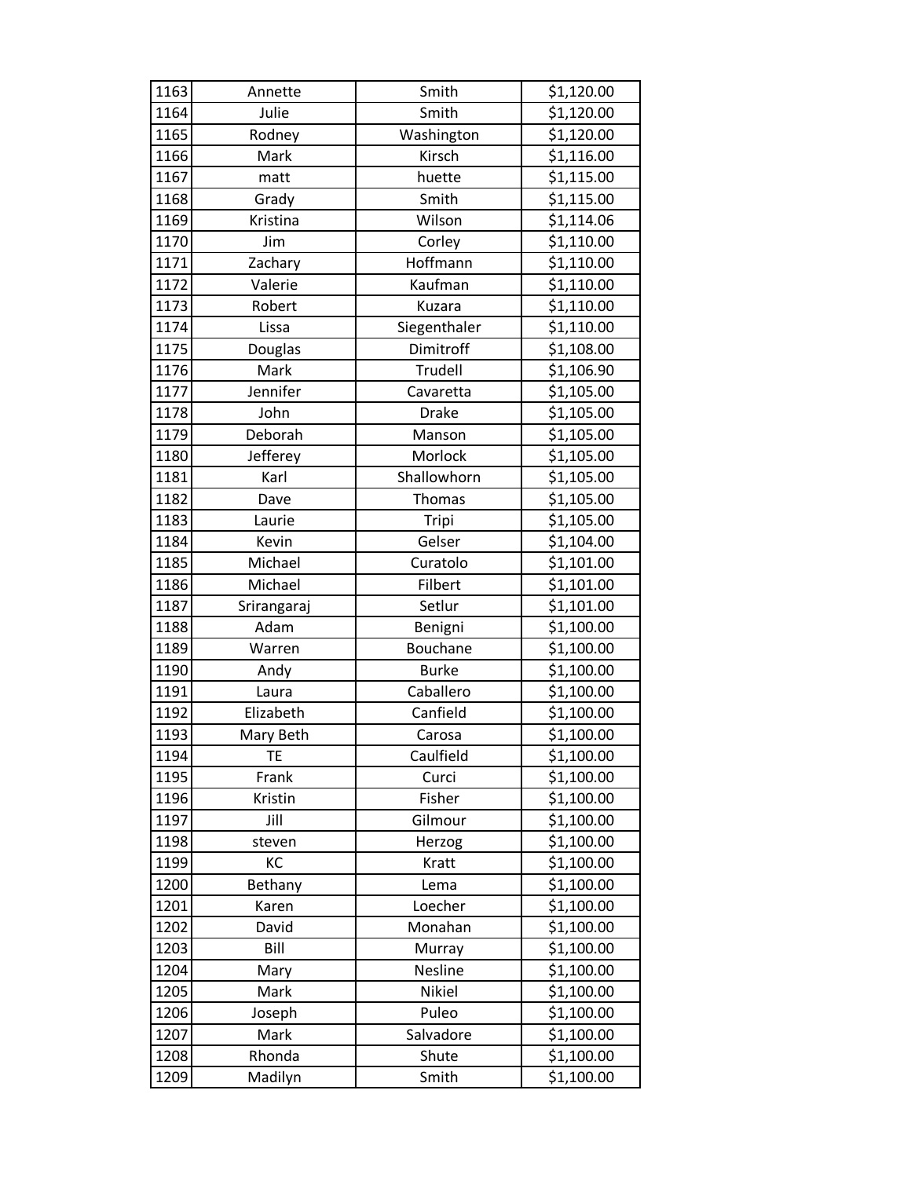| | | | |
|---|---|---|---|
| 1163 | Annette | Smith | $1,120.00 |
| 1164 | Julie | Smith | $1,120.00 |
| 1165 | Rodney | Washington | $1,120.00 |
| 1166 | Mark | Kirsch | $1,116.00 |
| 1167 | matt | huette | $1,115.00 |
| 1168 | Grady | Smith | $1,115.00 |
| 1169 | Kristina | Wilson | $1,114.06 |
| 1170 | Jim | Corley | $1,110.00 |
| 1171 | Zachary | Hoffmann | $1,110.00 |
| 1172 | Valerie | Kaufman | $1,110.00 |
| 1173 | Robert | Kuzara | $1,110.00 |
| 1174 | Lissa | Siegenthaler | $1,110.00 |
| 1175 | Douglas | Dimitroff | $1,108.00 |
| 1176 | Mark | Trudell | $1,106.90 |
| 1177 | Jennifer | Cavaretta | $1,105.00 |
| 1178 | John | Drake | $1,105.00 |
| 1179 | Deborah | Manson | $1,105.00 |
| 1180 | Jefferey | Morlock | $1,105.00 |
| 1181 | Karl | Shallowhorn | $1,105.00 |
| 1182 | Dave | Thomas | $1,105.00 |
| 1183 | Laurie | Tripi | $1,105.00 |
| 1184 | Kevin | Gelser | $1,104.00 |
| 1185 | Michael | Curatolo | $1,101.00 |
| 1186 | Michael | Filbert | $1,101.00 |
| 1187 | Srirangaraj | Setlur | $1,101.00 |
| 1188 | Adam | Benigni | $1,100.00 |
| 1189 | Warren | Bouchane | $1,100.00 |
| 1190 | Andy | Burke | $1,100.00 |
| 1191 | Laura | Caballero | $1,100.00 |
| 1192 | Elizabeth | Canfield | $1,100.00 |
| 1193 | Mary Beth | Carosa | $1,100.00 |
| 1194 | TE | Caulfield | $1,100.00 |
| 1195 | Frank | Curci | $1,100.00 |
| 1196 | Kristin | Fisher | $1,100.00 |
| 1197 | Jill | Gilmour | $1,100.00 |
| 1198 | steven | Herzog | $1,100.00 |
| 1199 | KC | Kratt | $1,100.00 |
| 1200 | Bethany | Lema | $1,100.00 |
| 1201 | Karen | Loecher | $1,100.00 |
| 1202 | David | Monahan | $1,100.00 |
| 1203 | Bill | Murray | $1,100.00 |
| 1204 | Mary | Nesline | $1,100.00 |
| 1205 | Mark | Nikiel | $1,100.00 |
| 1206 | Joseph | Puleo | $1,100.00 |
| 1207 | Mark | Salvadore | $1,100.00 |
| 1208 | Rhonda | Shute | $1,100.00 |
| 1209 | Madilyn | Smith | $1,100.00 |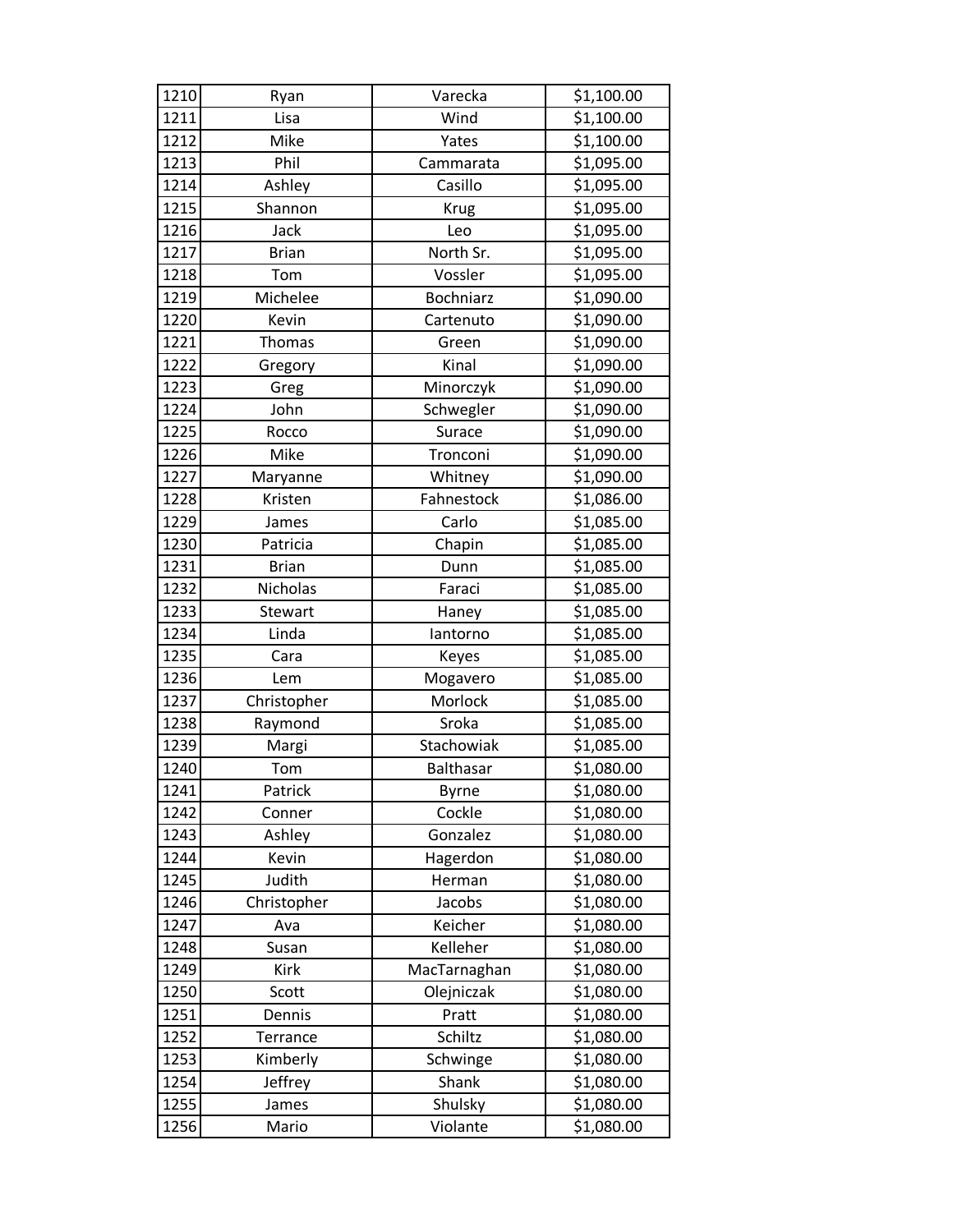| | | | |
|---|---|---|---|
| 1210 | Ryan | Varecka | $1,100.00 |
| 1211 | Lisa | Wind | $1,100.00 |
| 1212 | Mike | Yates | $1,100.00 |
| 1213 | Phil | Cammarata | $1,095.00 |
| 1214 | Ashley | Casillo | $1,095.00 |
| 1215 | Shannon | Krug | $1,095.00 |
| 1216 | Jack | Leo | $1,095.00 |
| 1217 | Brian | North Sr. | $1,095.00 |
| 1218 | Tom | Vossler | $1,095.00 |
| 1219 | Michelee | Bochniarz | $1,090.00 |
| 1220 | Kevin | Cartenuto | $1,090.00 |
| 1221 | Thomas | Green | $1,090.00 |
| 1222 | Gregory | Kinal | $1,090.00 |
| 1223 | Greg | Minorczyk | $1,090.00 |
| 1224 | John | Schwegler | $1,090.00 |
| 1225 | Rocco | Surace | $1,090.00 |
| 1226 | Mike | Tronconi | $1,090.00 |
| 1227 | Maryanne | Whitney | $1,090.00 |
| 1228 | Kristen | Fahnestock | $1,086.00 |
| 1229 | James | Carlo | $1,085.00 |
| 1230 | Patricia | Chapin | $1,085.00 |
| 1231 | Brian | Dunn | $1,085.00 |
| 1232 | Nicholas | Faraci | $1,085.00 |
| 1233 | Stewart | Haney | $1,085.00 |
| 1234 | Linda | Iantorno | $1,085.00 |
| 1235 | Cara | Keyes | $1,085.00 |
| 1236 | Lem | Mogavero | $1,085.00 |
| 1237 | Christopher | Morlock | $1,085.00 |
| 1238 | Raymond | Sroka | $1,085.00 |
| 1239 | Margi | Stachowiak | $1,085.00 |
| 1240 | Tom | Balthasar | $1,080.00 |
| 1241 | Patrick | Byrne | $1,080.00 |
| 1242 | Conner | Cockle | $1,080.00 |
| 1243 | Ashley | Gonzalez | $1,080.00 |
| 1244 | Kevin | Hagerdon | $1,080.00 |
| 1245 | Judith | Herman | $1,080.00 |
| 1246 | Christopher | Jacobs | $1,080.00 |
| 1247 | Ava | Keicher | $1,080.00 |
| 1248 | Susan | Kelleher | $1,080.00 |
| 1249 | Kirk | MacTarnaghan | $1,080.00 |
| 1250 | Scott | Olejniczak | $1,080.00 |
| 1251 | Dennis | Pratt | $1,080.00 |
| 1252 | Terrance | Schiltz | $1,080.00 |
| 1253 | Kimberly | Schwinge | $1,080.00 |
| 1254 | Jeffrey | Shank | $1,080.00 |
| 1255 | James | Shulsky | $1,080.00 |
| 1256 | Mario | Violante | $1,080.00 |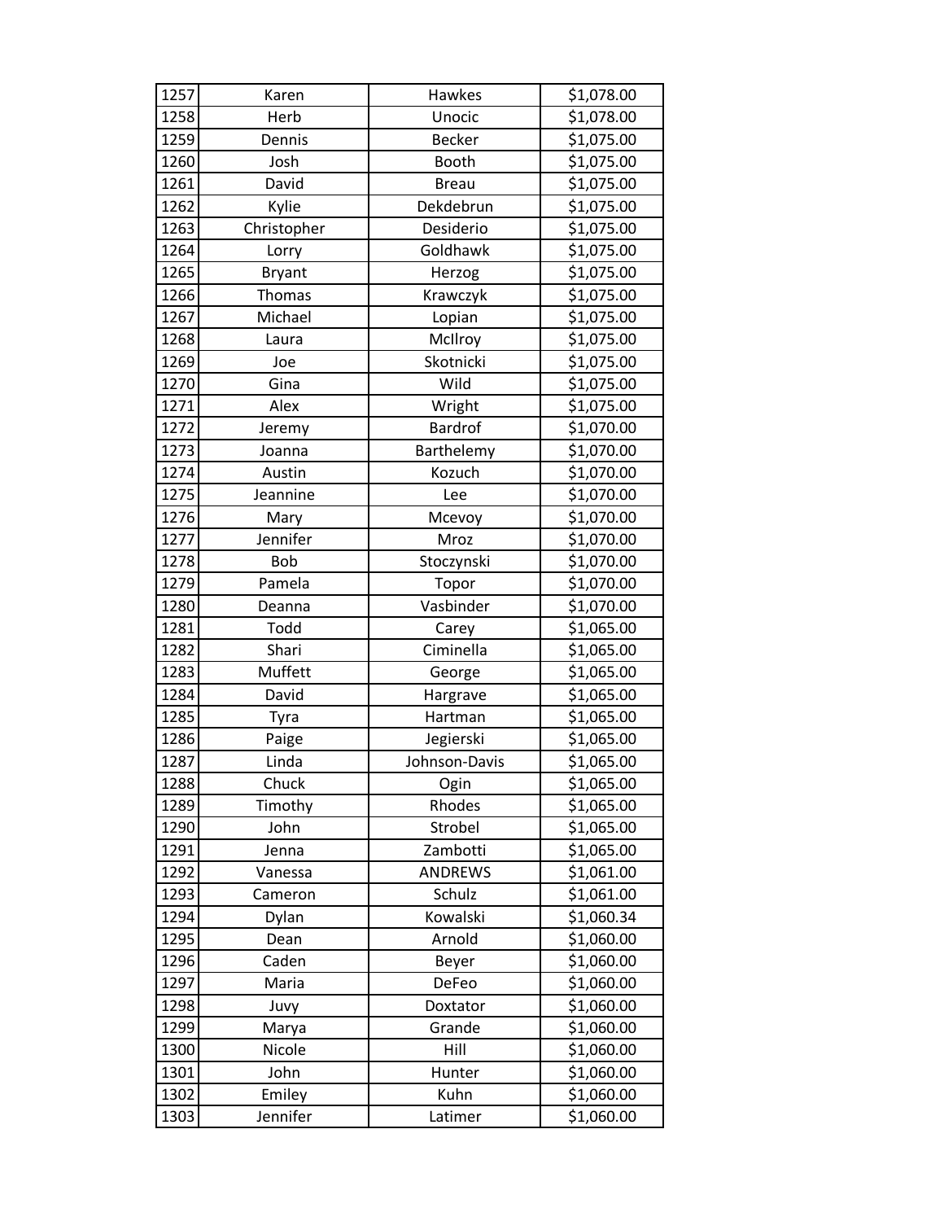| 1257 | Karen | Hawkes | $1,078.00 |
|---|---|---|---|
| 1258 | Herb | Unocic | $1,078.00 |
| 1259 | Dennis | Becker | $1,075.00 |
| 1260 | Josh | Booth | $1,075.00 |
| 1261 | David | Breau | $1,075.00 |
| 1262 | Kylie | Dekdebrun | $1,075.00 |
| 1263 | Christopher | Desiderio | $1,075.00 |
| 1264 | Lorry | Goldhawk | $1,075.00 |
| 1265 | Bryant | Herzog | $1,075.00 |
| 1266 | Thomas | Krawczyk | $1,075.00 |
| 1267 | Michael | Lopian | $1,075.00 |
| 1268 | Laura | McIlroy | $1,075.00 |
| 1269 | Joe | Skotnicki | $1,075.00 |
| 1270 | Gina | Wild | $1,075.00 |
| 1271 | Alex | Wright | $1,075.00 |
| 1272 | Jeremy | Bardrof | $1,070.00 |
| 1273 | Joanna | Barthelemy | $1,070.00 |
| 1274 | Austin | Kozuch | $1,070.00 |
| 1275 | Jeannine | Lee | $1,070.00 |
| 1276 | Mary | Mcevoy | $1,070.00 |
| 1277 | Jennifer | Mroz | $1,070.00 |
| 1278 | Bob | Stoczynski | $1,070.00 |
| 1279 | Pamela | Topor | $1,070.00 |
| 1280 | Deanna | Vasbinder | $1,070.00 |
| 1281 | Todd | Carey | $1,065.00 |
| 1282 | Shari | Ciminella | $1,065.00 |
| 1283 | Muffett | George | $1,065.00 |
| 1284 | David | Hargrave | $1,065.00 |
| 1285 | Tyra | Hartman | $1,065.00 |
| 1286 | Paige | Jegierski | $1,065.00 |
| 1287 | Linda | Johnson-Davis | $1,065.00 |
| 1288 | Chuck | Ogin | $1,065.00 |
| 1289 | Timothy | Rhodes | $1,065.00 |
| 1290 | John | Strobel | $1,065.00 |
| 1291 | Jenna | Zambotti | $1,065.00 |
| 1292 | Vanessa | ANDREWS | $1,061.00 |
| 1293 | Cameron | Schulz | $1,061.00 |
| 1294 | Dylan | Kowalski | $1,060.34 |
| 1295 | Dean | Arnold | $1,060.00 |
| 1296 | Caden | Beyer | $1,060.00 |
| 1297 | Maria | DeFeo | $1,060.00 |
| 1298 | Juvy | Doxtator | $1,060.00 |
| 1299 | Marya | Grande | $1,060.00 |
| 1300 | Nicole | Hill | $1,060.00 |
| 1301 | John | Hunter | $1,060.00 |
| 1302 | Emiley | Kuhn | $1,060.00 |
| 1303 | Jennifer | Latimer | $1,060.00 |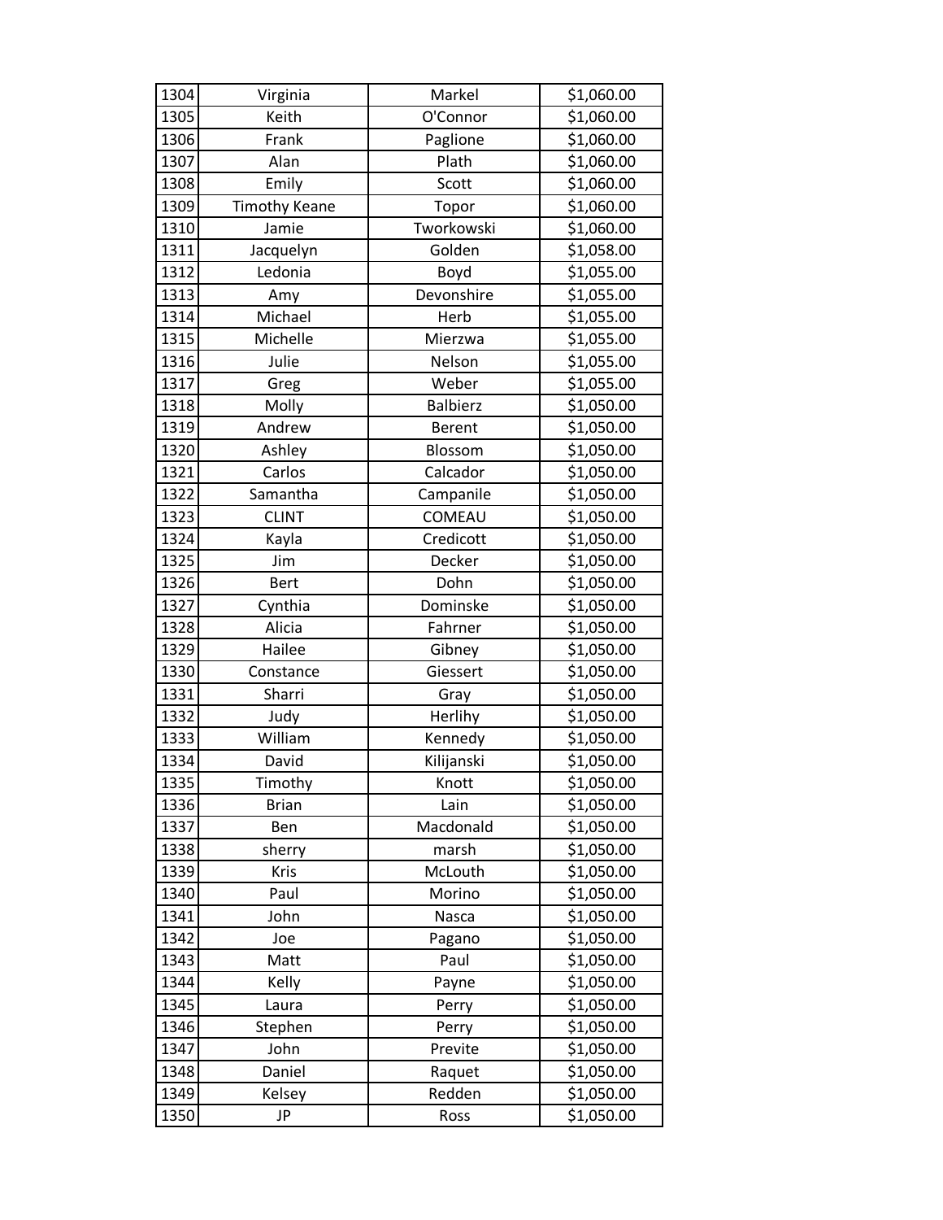| 1304 | Virginia | Markel | $1,060.00 |
|---|---|---|---|
| 1305 | Keith | O'Connor | $1,060.00 |
| 1306 | Frank | Paglione | $1,060.00 |
| 1307 | Alan | Plath | $1,060.00 |
| 1308 | Emily | Scott | $1,060.00 |
| 1309 | Timothy Keane | Topor | $1,060.00 |
| 1310 | Jamie | Tworkowski | $1,060.00 |
| 1311 | Jacquelyn | Golden | $1,058.00 |
| 1312 | Ledonia | Boyd | $1,055.00 |
| 1313 | Amy | Devonshire | $1,055.00 |
| 1314 | Michael | Herb | $1,055.00 |
| 1315 | Michelle | Mierzwa | $1,055.00 |
| 1316 | Julie | Nelson | $1,055.00 |
| 1317 | Greg | Weber | $1,055.00 |
| 1318 | Molly | Balbierz | $1,050.00 |
| 1319 | Andrew | Berent | $1,050.00 |
| 1320 | Ashley | Blossom | $1,050.00 |
| 1321 | Carlos | Calcador | $1,050.00 |
| 1322 | Samantha | Campanile | $1,050.00 |
| 1323 | CLINT | COMEAU | $1,050.00 |
| 1324 | Kayla | Credicott | $1,050.00 |
| 1325 | Jim | Decker | $1,050.00 |
| 1326 | Bert | Dohn | $1,050.00 |
| 1327 | Cynthia | Dominske | $1,050.00 |
| 1328 | Alicia | Fahrner | $1,050.00 |
| 1329 | Hailee | Gibney | $1,050.00 |
| 1330 | Constance | Giessert | $1,050.00 |
| 1331 | Sharri | Gray | $1,050.00 |
| 1332 | Judy | Herlihy | $1,050.00 |
| 1333 | William | Kennedy | $1,050.00 |
| 1334 | David | Kilijanski | $1,050.00 |
| 1335 | Timothy | Knott | $1,050.00 |
| 1336 | Brian | Lain | $1,050.00 |
| 1337 | Ben | Macdonald | $1,050.00 |
| 1338 | sherry | marsh | $1,050.00 |
| 1339 | Kris | McLouth | $1,050.00 |
| 1340 | Paul | Morino | $1,050.00 |
| 1341 | John | Nasca | $1,050.00 |
| 1342 | Joe | Pagano | $1,050.00 |
| 1343 | Matt | Paul | $1,050.00 |
| 1344 | Kelly | Payne | $1,050.00 |
| 1345 | Laura | Perry | $1,050.00 |
| 1346 | Stephen | Perry | $1,050.00 |
| 1347 | John | Previte | $1,050.00 |
| 1348 | Daniel | Raquet | $1,050.00 |
| 1349 | Kelsey | Redden | $1,050.00 |
| 1350 | JP | Ross | $1,050.00 |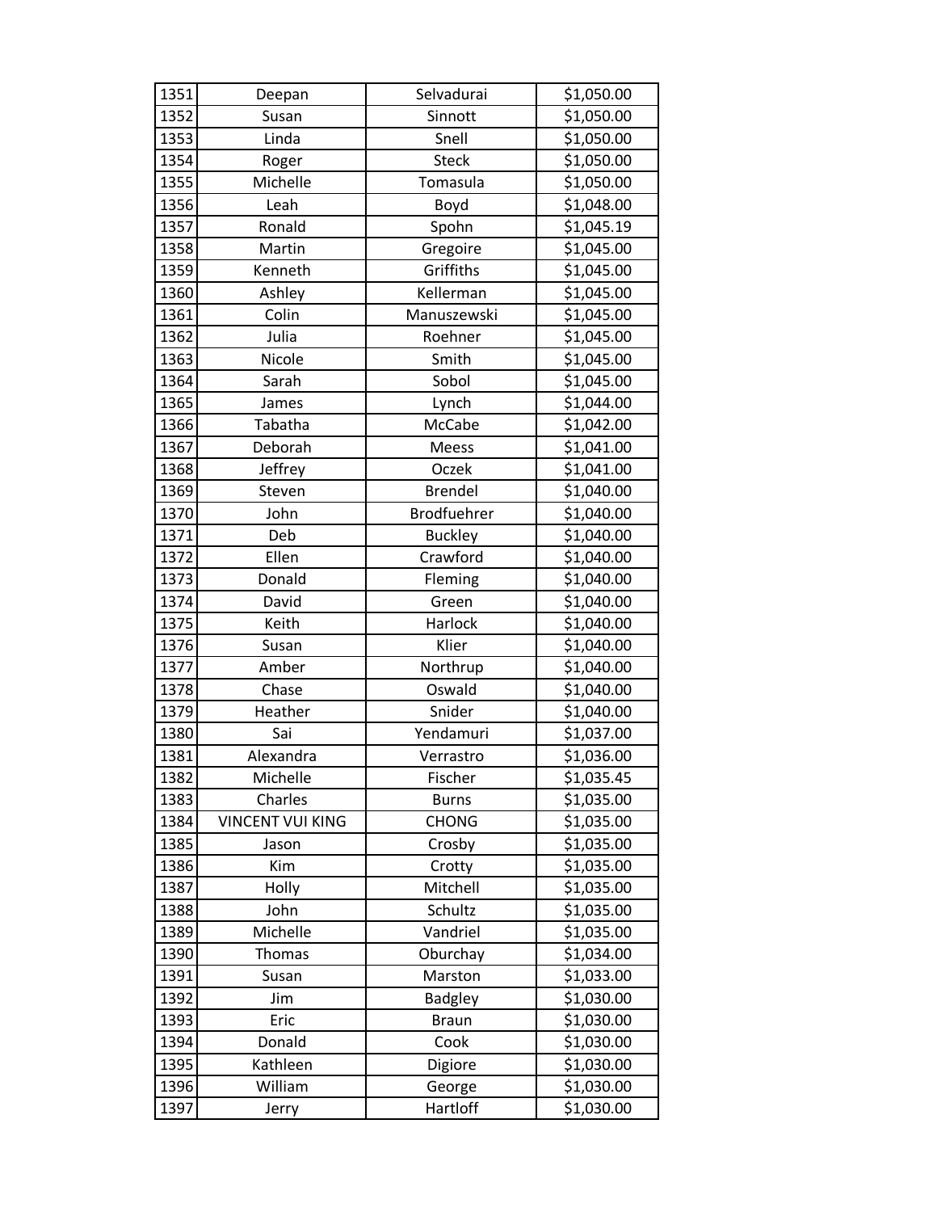| | | | |
|---|---|---|---|
| 1351 | Deepan | Selvadurai | $1,050.00 |
| 1352 | Susan | Sinnott | $1,050.00 |
| 1353 | Linda | Snell | $1,050.00 |
| 1354 | Roger | Steck | $1,050.00 |
| 1355 | Michelle | Tomasula | $1,050.00 |
| 1356 | Leah | Boyd | $1,048.00 |
| 1357 | Ronald | Spohn | $1,045.19 |
| 1358 | Martin | Gregoire | $1,045.00 |
| 1359 | Kenneth | Griffiths | $1,045.00 |
| 1360 | Ashley | Kellerman | $1,045.00 |
| 1361 | Colin | Manuszewski | $1,045.00 |
| 1362 | Julia | Roehner | $1,045.00 |
| 1363 | Nicole | Smith | $1,045.00 |
| 1364 | Sarah | Sobol | $1,045.00 |
| 1365 | James | Lynch | $1,044.00 |
| 1366 | Tabatha | McCabe | $1,042.00 |
| 1367 | Deborah | Meess | $1,041.00 |
| 1368 | Jeffrey | Oczek | $1,041.00 |
| 1369 | Steven | Brendel | $1,040.00 |
| 1370 | John | Brodfuehrer | $1,040.00 |
| 1371 | Deb | Buckley | $1,040.00 |
| 1372 | Ellen | Crawford | $1,040.00 |
| 1373 | Donald | Fleming | $1,040.00 |
| 1374 | David | Green | $1,040.00 |
| 1375 | Keith | Harlock | $1,040.00 |
| 1376 | Susan | Klier | $1,040.00 |
| 1377 | Amber | Northrup | $1,040.00 |
| 1378 | Chase | Oswald | $1,040.00 |
| 1379 | Heather | Snider | $1,040.00 |
| 1380 | Sai | Yendamuri | $1,037.00 |
| 1381 | Alexandra | Verrastro | $1,036.00 |
| 1382 | Michelle | Fischer | $1,035.45 |
| 1383 | Charles | Burns | $1,035.00 |
| 1384 | VINCENT VUI KING | CHONG | $1,035.00 |
| 1385 | Jason | Crosby | $1,035.00 |
| 1386 | Kim | Crotty | $1,035.00 |
| 1387 | Holly | Mitchell | $1,035.00 |
| 1388 | John | Schultz | $1,035.00 |
| 1389 | Michelle | Vandriel | $1,035.00 |
| 1390 | Thomas | Oburchay | $1,034.00 |
| 1391 | Susan | Marston | $1,033.00 |
| 1392 | Jim | Badgley | $1,030.00 |
| 1393 | Eric | Braun | $1,030.00 |
| 1394 | Donald | Cook | $1,030.00 |
| 1395 | Kathleen | Digiore | $1,030.00 |
| 1396 | William | George | $1,030.00 |
| 1397 | Jerry | Hartloff | $1,030.00 |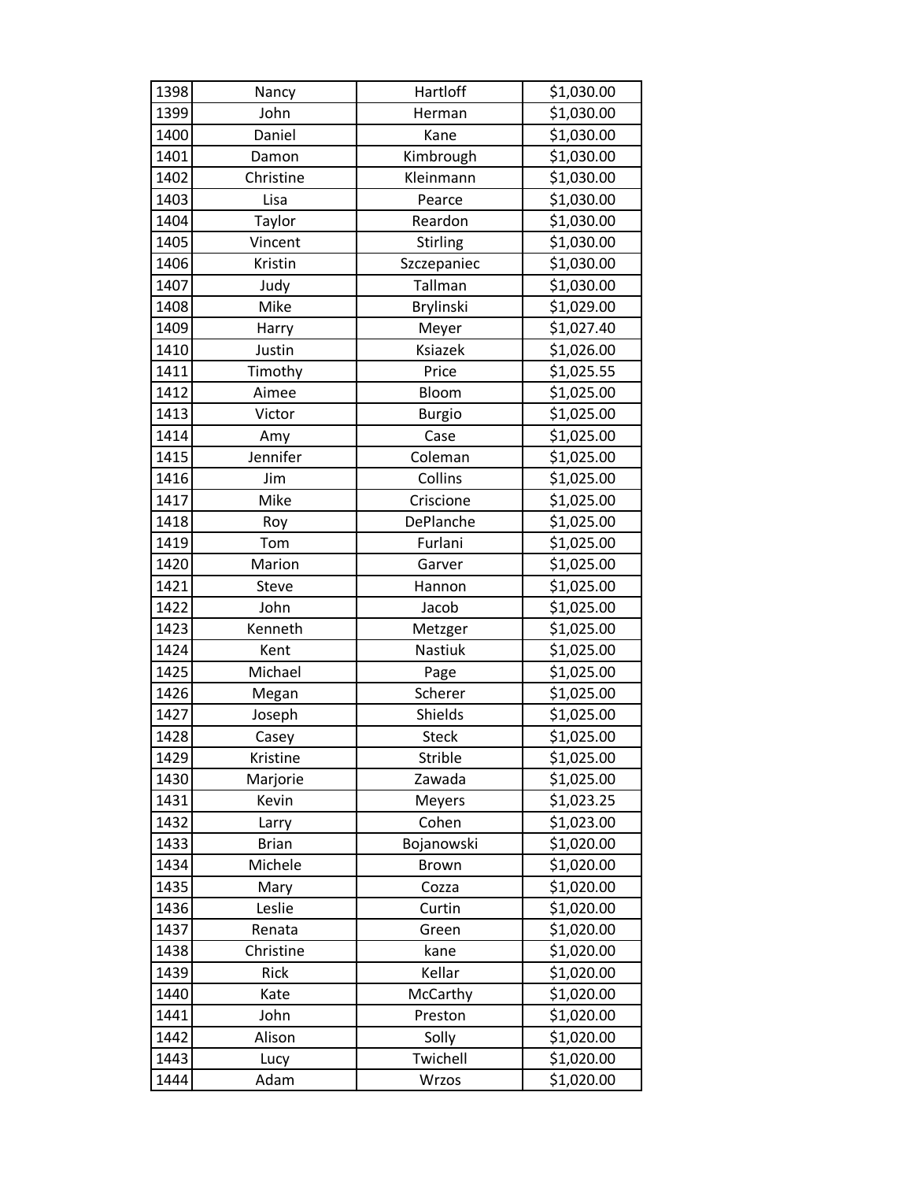| | | | |
|---|---|---|---|
| 1398 | Nancy | Hartloff | $1,030.00 |
| 1399 | John | Herman | $1,030.00 |
| 1400 | Daniel | Kane | $1,030.00 |
| 1401 | Damon | Kimbrough | $1,030.00 |
| 1402 | Christine | Kleinmann | $1,030.00 |
| 1403 | Lisa | Pearce | $1,030.00 |
| 1404 | Taylor | Reardon | $1,030.00 |
| 1405 | Vincent | Stirling | $1,030.00 |
| 1406 | Kristin | Szczepaniec | $1,030.00 |
| 1407 | Judy | Tallman | $1,030.00 |
| 1408 | Mike | Brylinski | $1,029.00 |
| 1409 | Harry | Meyer | $1,027.40 |
| 1410 | Justin | Ksiazek | $1,026.00 |
| 1411 | Timothy | Price | $1,025.55 |
| 1412 | Aimee | Bloom | $1,025.00 |
| 1413 | Victor | Burgio | $1,025.00 |
| 1414 | Amy | Case | $1,025.00 |
| 1415 | Jennifer | Coleman | $1,025.00 |
| 1416 | Jim | Collins | $1,025.00 |
| 1417 | Mike | Criscione | $1,025.00 |
| 1418 | Roy | DePlanche | $1,025.00 |
| 1419 | Tom | Furlani | $1,025.00 |
| 1420 | Marion | Garver | $1,025.00 |
| 1421 | Steve | Hannon | $1,025.00 |
| 1422 | John | Jacob | $1,025.00 |
| 1423 | Kenneth | Metzger | $1,025.00 |
| 1424 | Kent | Nastiuk | $1,025.00 |
| 1425 | Michael | Page | $1,025.00 |
| 1426 | Megan | Scherer | $1,025.00 |
| 1427 | Joseph | Shields | $1,025.00 |
| 1428 | Casey | Steck | $1,025.00 |
| 1429 | Kristine | Strible | $1,025.00 |
| 1430 | Marjorie | Zawada | $1,025.00 |
| 1431 | Kevin | Meyers | $1,023.25 |
| 1432 | Larry | Cohen | $1,023.00 |
| 1433 | Brian | Bojanowski | $1,020.00 |
| 1434 | Michele | Brown | $1,020.00 |
| 1435 | Mary | Cozza | $1,020.00 |
| 1436 | Leslie | Curtin | $1,020.00 |
| 1437 | Renata | Green | $1,020.00 |
| 1438 | Christine | kane | $1,020.00 |
| 1439 | Rick | Kellar | $1,020.00 |
| 1440 | Kate | McCarthy | $1,020.00 |
| 1441 | John | Preston | $1,020.00 |
| 1442 | Alison | Solly | $1,020.00 |
| 1443 | Lucy | Twichell | $1,020.00 |
| 1444 | Adam | Wrzos | $1,020.00 |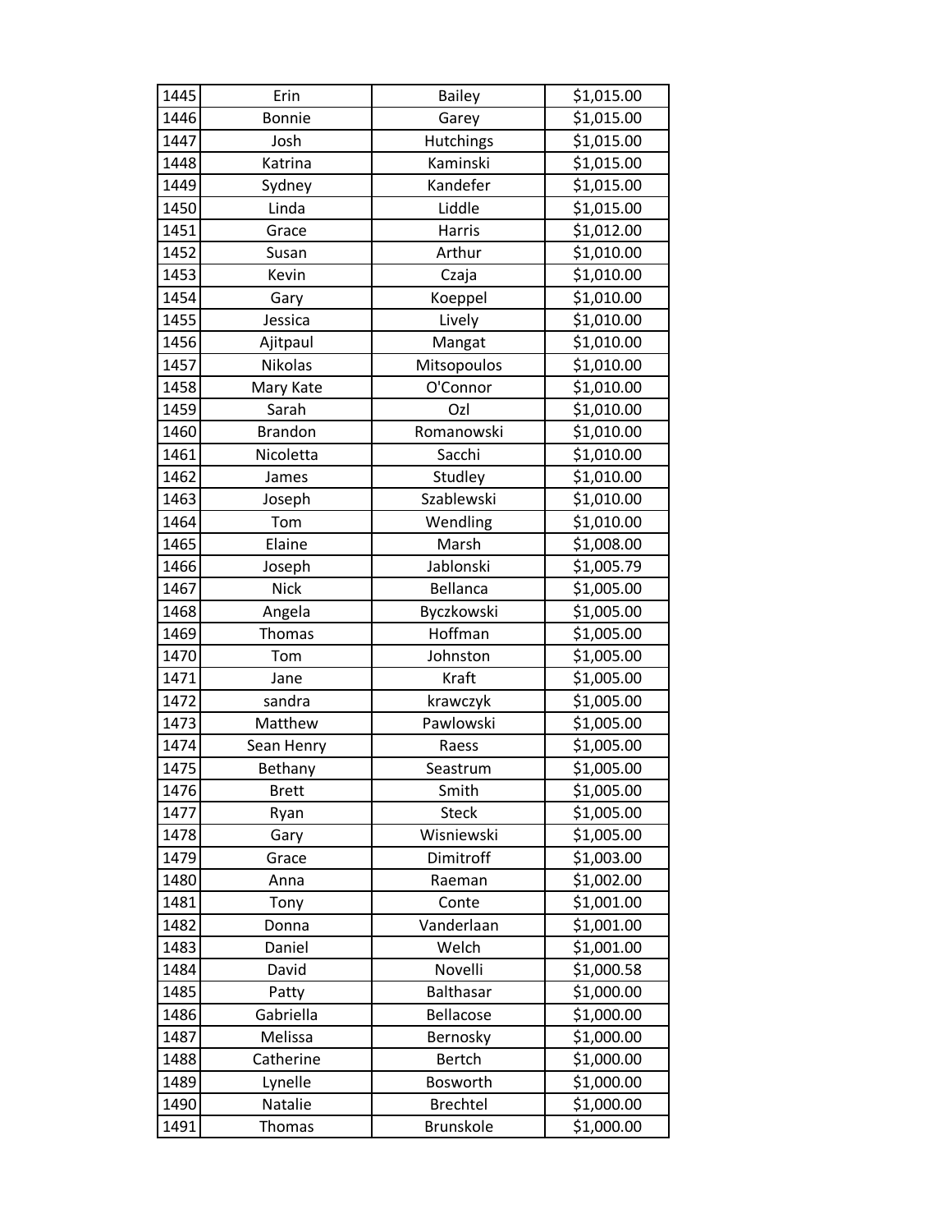| 1445 | Erin | Bailey | $1,015.00 |
|---|---|---|---|
| 1446 | Bonnie | Garey | $1,015.00 |
| 1447 | Josh | Hutchings | $1,015.00 |
| 1448 | Katrina | Kaminski | $1,015.00 |
| 1449 | Sydney | Kandefer | $1,015.00 |
| 1450 | Linda | Liddle | $1,015.00 |
| 1451 | Grace | Harris | $1,012.00 |
| 1452 | Susan | Arthur | $1,010.00 |
| 1453 | Kevin | Czaja | $1,010.00 |
| 1454 | Gary | Koeppel | $1,010.00 |
| 1455 | Jessica | Lively | $1,010.00 |
| 1456 | Ajitpaul | Mangat | $1,010.00 |
| 1457 | Nikolas | Mitsopoulos | $1,010.00 |
| 1458 | Mary Kate | O'Connor | $1,010.00 |
| 1459 | Sarah | Ozl | $1,010.00 |
| 1460 | Brandon | Romanowski | $1,010.00 |
| 1461 | Nicoletta | Sacchi | $1,010.00 |
| 1462 | James | Studley | $1,010.00 |
| 1463 | Joseph | Szablewski | $1,010.00 |
| 1464 | Tom | Wendling | $1,010.00 |
| 1465 | Elaine | Marsh | $1,008.00 |
| 1466 | Joseph | Jablonski | $1,005.79 |
| 1467 | Nick | Bellanca | $1,005.00 |
| 1468 | Angela | Byczkowski | $1,005.00 |
| 1469 | Thomas | Hoffman | $1,005.00 |
| 1470 | Tom | Johnston | $1,005.00 |
| 1471 | Jane | Kraft | $1,005.00 |
| 1472 | sandra | krawczyk | $1,005.00 |
| 1473 | Matthew | Pawlowski | $1,005.00 |
| 1474 | Sean Henry | Raess | $1,005.00 |
| 1475 | Bethany | Seastrum | $1,005.00 |
| 1476 | Brett | Smith | $1,005.00 |
| 1477 | Ryan | Steck | $1,005.00 |
| 1478 | Gary | Wisniewski | $1,005.00 |
| 1479 | Grace | Dimitroff | $1,003.00 |
| 1480 | Anna | Raeman | $1,002.00 |
| 1481 | Tony | Conte | $1,001.00 |
| 1482 | Donna | Vanderlaan | $1,001.00 |
| 1483 | Daniel | Welch | $1,001.00 |
| 1484 | David | Novelli | $1,000.58 |
| 1485 | Patty | Balthasar | $1,000.00 |
| 1486 | Gabriella | Bellacose | $1,000.00 |
| 1487 | Melissa | Bernosky | $1,000.00 |
| 1488 | Catherine | Bertch | $1,000.00 |
| 1489 | Lynelle | Bosworth | $1,000.00 |
| 1490 | Natalie | Brechtel | $1,000.00 |
| 1491 | Thomas | Brunskole | $1,000.00 |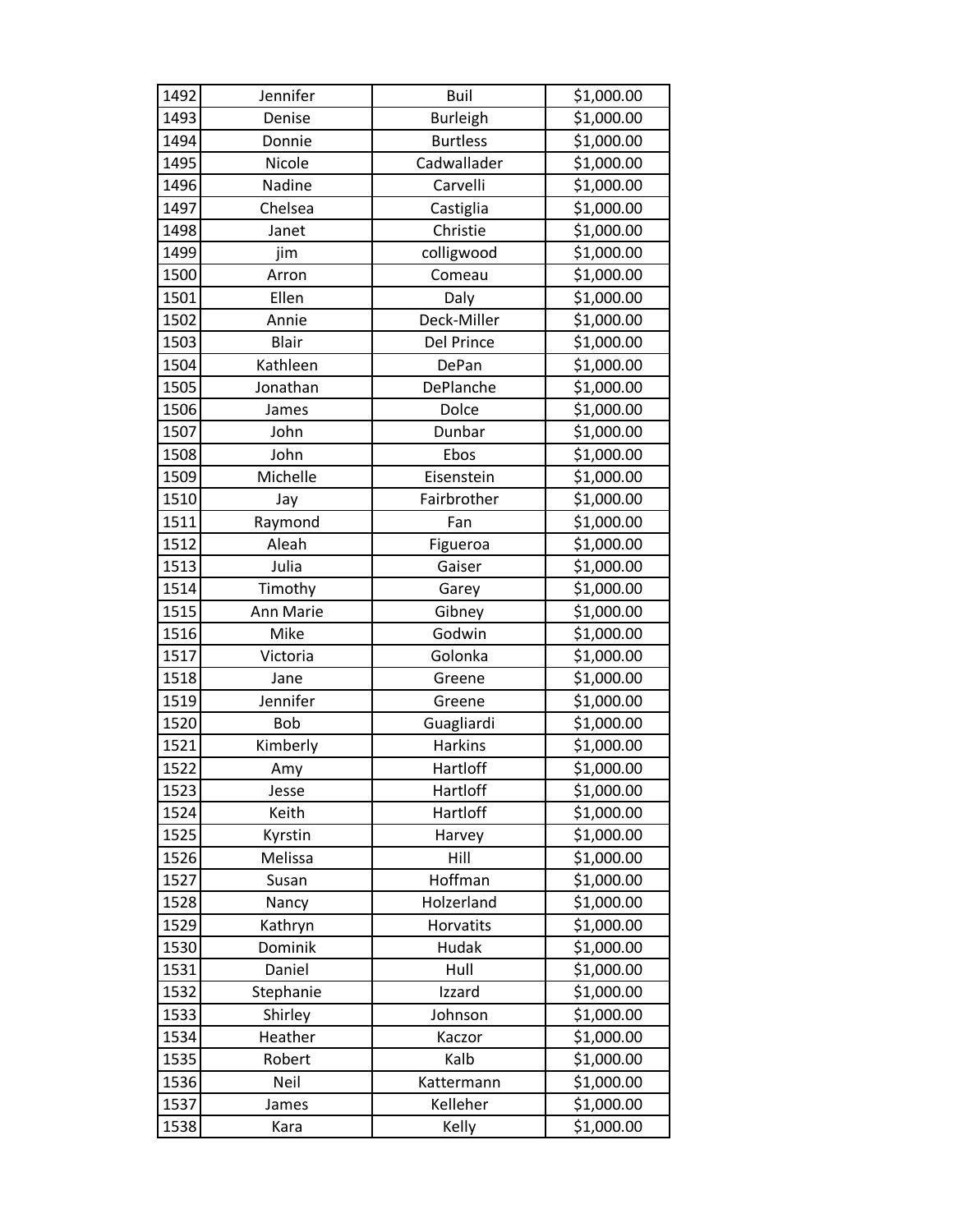| 1492 | Jennifer | Buil | $1,000.00 |
|---|---|---|---|
| 1493 | Denise | Burleigh | $1,000.00 |
| 1494 | Donnie | Burtless | $1,000.00 |
| 1495 | Nicole | Cadwallader | $1,000.00 |
| 1496 | Nadine | Carvelli | $1,000.00 |
| 1497 | Chelsea | Castiglia | $1,000.00 |
| 1498 | Janet | Christie | $1,000.00 |
| 1499 | jim | colligwood | $1,000.00 |
| 1500 | Arron | Comeau | $1,000.00 |
| 1501 | Ellen | Daly | $1,000.00 |
| 1502 | Annie | Deck-Miller | $1,000.00 |
| 1503 | Blair | Del Prince | $1,000.00 |
| 1504 | Kathleen | DePan | $1,000.00 |
| 1505 | Jonathan | DePlanche | $1,000.00 |
| 1506 | James | Dolce | $1,000.00 |
| 1507 | John | Dunbar | $1,000.00 |
| 1508 | John | Ebos | $1,000.00 |
| 1509 | Michelle | Eisenstein | $1,000.00 |
| 1510 | Jay | Fairbrother | $1,000.00 |
| 1511 | Raymond | Fan | $1,000.00 |
| 1512 | Aleah | Figueroa | $1,000.00 |
| 1513 | Julia | Gaiser | $1,000.00 |
| 1514 | Timothy | Garey | $1,000.00 |
| 1515 | Ann Marie | Gibney | $1,000.00 |
| 1516 | Mike | Godwin | $1,000.00 |
| 1517 | Victoria | Golonka | $1,000.00 |
| 1518 | Jane | Greene | $1,000.00 |
| 1519 | Jennifer | Greene | $1,000.00 |
| 1520 | Bob | Guagliardi | $1,000.00 |
| 1521 | Kimberly | Harkins | $1,000.00 |
| 1522 | Amy | Hartloff | $1,000.00 |
| 1523 | Jesse | Hartloff | $1,000.00 |
| 1524 | Keith | Hartloff | $1,000.00 |
| 1525 | Kyrstin | Harvey | $1,000.00 |
| 1526 | Melissa | Hill | $1,000.00 |
| 1527 | Susan | Hoffman | $1,000.00 |
| 1528 | Nancy | Holzerland | $1,000.00 |
| 1529 | Kathryn | Horvatits | $1,000.00 |
| 1530 | Dominik | Hudak | $1,000.00 |
| 1531 | Daniel | Hull | $1,000.00 |
| 1532 | Stephanie | Izzard | $1,000.00 |
| 1533 | Shirley | Johnson | $1,000.00 |
| 1534 | Heather | Kaczor | $1,000.00 |
| 1535 | Robert | Kalb | $1,000.00 |
| 1536 | Neil | Kattermann | $1,000.00 |
| 1537 | James | Kelleher | $1,000.00 |
| 1538 | Kara | Kelly | $1,000.00 |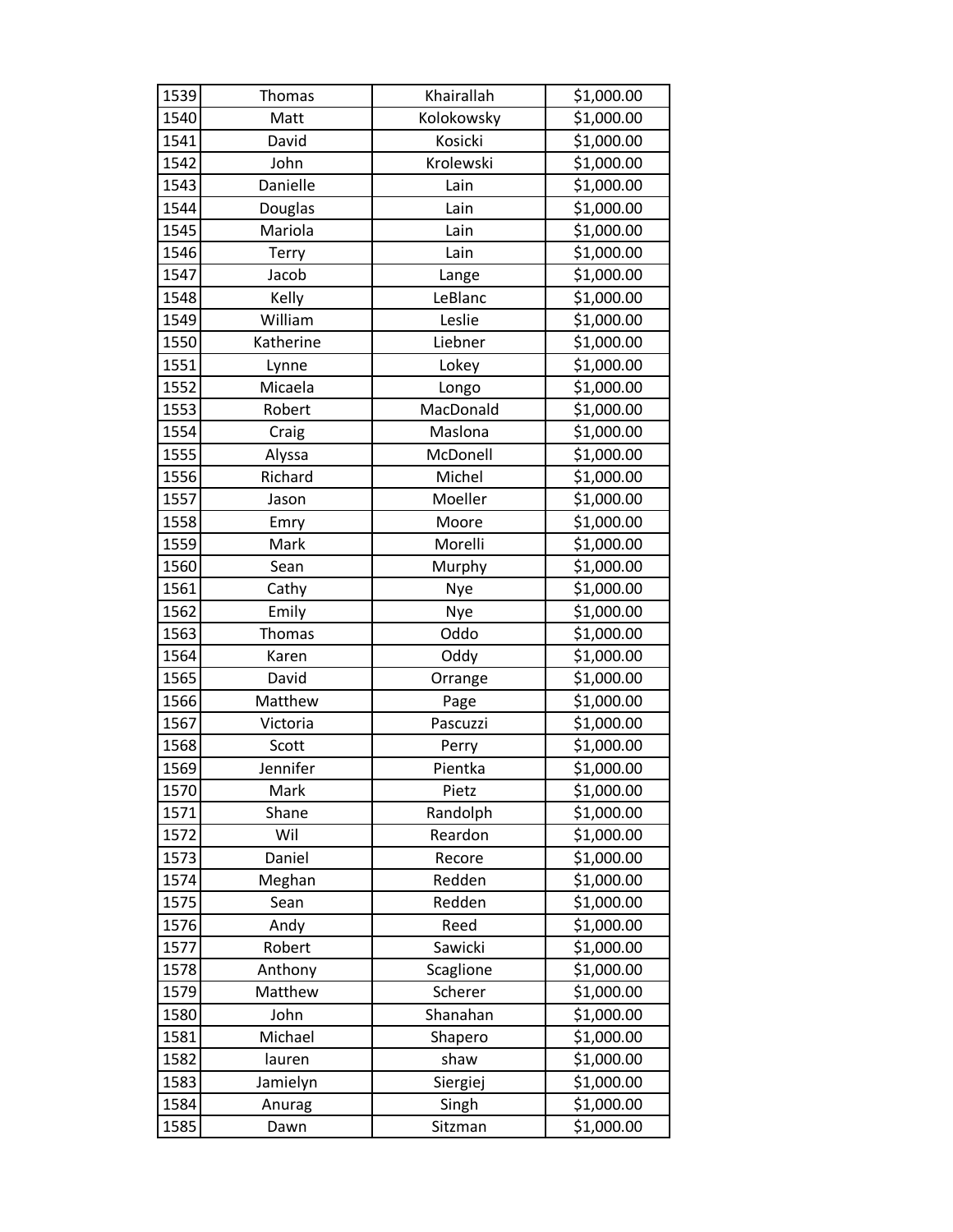| 1539 | Thomas | Khairallah | $1,000.00 |
|---|---|---|---|
| 1540 | Matt | Kolokowsky | $1,000.00 |
| 1541 | David | Kosicki | $1,000.00 |
| 1542 | John | Krolewski | $1,000.00 |
| 1543 | Danielle | Lain | $1,000.00 |
| 1544 | Douglas | Lain | $1,000.00 |
| 1545 | Mariola | Lain | $1,000.00 |
| 1546 | Terry | Lain | $1,000.00 |
| 1547 | Jacob | Lange | $1,000.00 |
| 1548 | Kelly | LeBlanc | $1,000.00 |
| 1549 | William | Leslie | $1,000.00 |
| 1550 | Katherine | Liebner | $1,000.00 |
| 1551 | Lynne | Lokey | $1,000.00 |
| 1552 | Micaela | Longo | $1,000.00 |
| 1553 | Robert | MacDonald | $1,000.00 |
| 1554 | Craig | Maslona | $1,000.00 |
| 1555 | Alyssa | McDonell | $1,000.00 |
| 1556 | Richard | Michel | $1,000.00 |
| 1557 | Jason | Moeller | $1,000.00 |
| 1558 | Emry | Moore | $1,000.00 |
| 1559 | Mark | Morelli | $1,000.00 |
| 1560 | Sean | Murphy | $1,000.00 |
| 1561 | Cathy | Nye | $1,000.00 |
| 1562 | Emily | Nye | $1,000.00 |
| 1563 | Thomas | Oddo | $1,000.00 |
| 1564 | Karen | Oddy | $1,000.00 |
| 1565 | David | Orrange | $1,000.00 |
| 1566 | Matthew | Page | $1,000.00 |
| 1567 | Victoria | Pascuzzi | $1,000.00 |
| 1568 | Scott | Perry | $1,000.00 |
| 1569 | Jennifer | Pientka | $1,000.00 |
| 1570 | Mark | Pietz | $1,000.00 |
| 1571 | Shane | Randolph | $1,000.00 |
| 1572 | Wil | Reardon | $1,000.00 |
| 1573 | Daniel | Recore | $1,000.00 |
| 1574 | Meghan | Redden | $1,000.00 |
| 1575 | Sean | Redden | $1,000.00 |
| 1576 | Andy | Reed | $1,000.00 |
| 1577 | Robert | Sawicki | $1,000.00 |
| 1578 | Anthony | Scaglione | $1,000.00 |
| 1579 | Matthew | Scherer | $1,000.00 |
| 1580 | John | Shanahan | $1,000.00 |
| 1581 | Michael | Shapero | $1,000.00 |
| 1582 | lauren | shaw | $1,000.00 |
| 1583 | Jamielyn | Siergiej | $1,000.00 |
| 1584 | Anurag | Singh | $1,000.00 |
| 1585 | Dawn | Sitzman | $1,000.00 |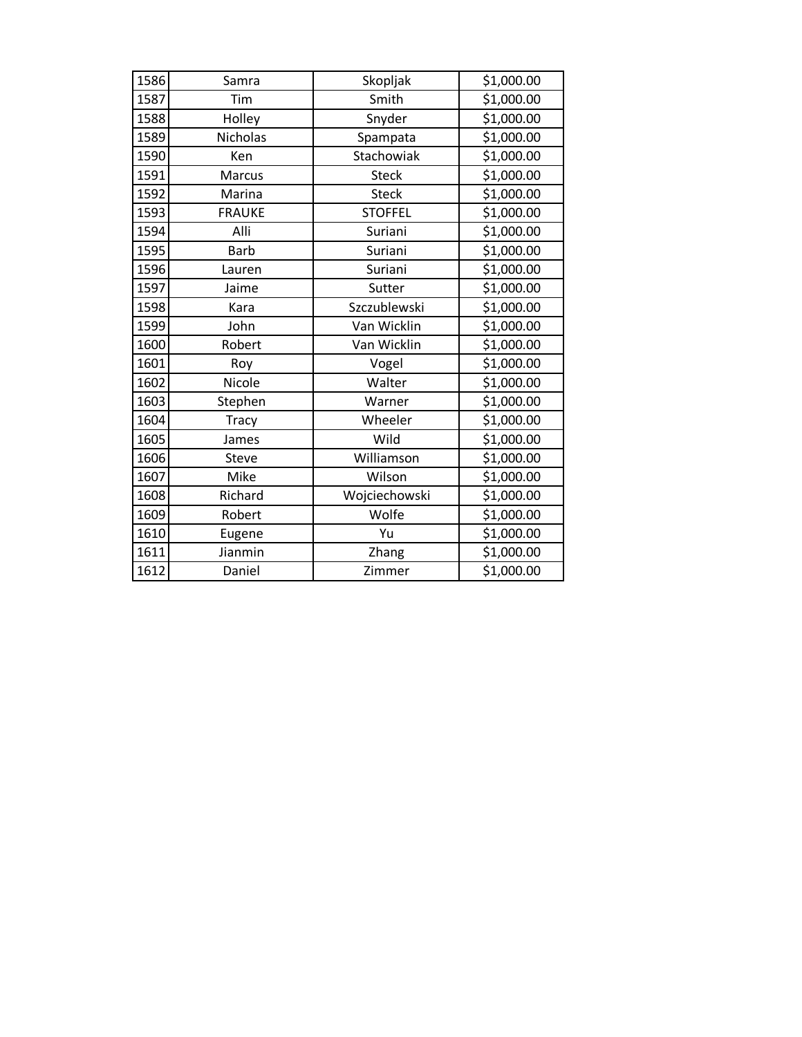| | | | |
|---|---|---|---|
| 1586 | Samra | Skopljak | $1,000.00 |
| 1587 | Tim | Smith | $1,000.00 |
| 1588 | Holley | Snyder | $1,000.00 |
| 1589 | Nicholas | Spampata | $1,000.00 |
| 1590 | Ken | Stachowiak | $1,000.00 |
| 1591 | Marcus | Steck | $1,000.00 |
| 1592 | Marina | Steck | $1,000.00 |
| 1593 | FRAUKE | STOFFEL | $1,000.00 |
| 1594 | Alli | Suriani | $1,000.00 |
| 1595 | Barb | Suriani | $1,000.00 |
| 1596 | Lauren | Suriani | $1,000.00 |
| 1597 | Jaime | Sutter | $1,000.00 |
| 1598 | Kara | Szczublewski | $1,000.00 |
| 1599 | John | Van Wicklin | $1,000.00 |
| 1600 | Robert | Van Wicklin | $1,000.00 |
| 1601 | Roy | Vogel | $1,000.00 |
| 1602 | Nicole | Walter | $1,000.00 |
| 1603 | Stephen | Warner | $1,000.00 |
| 1604 | Tracy | Wheeler | $1,000.00 |
| 1605 | James | Wild | $1,000.00 |
| 1606 | Steve | Williamson | $1,000.00 |
| 1607 | Mike | Wilson | $1,000.00 |
| 1608 | Richard | Wojciechowski | $1,000.00 |
| 1609 | Robert | Wolfe | $1,000.00 |
| 1610 | Eugene | Yu | $1,000.00 |
| 1611 | Jianmin | Zhang | $1,000.00 |
| 1612 | Daniel | Zimmer | $1,000.00 |